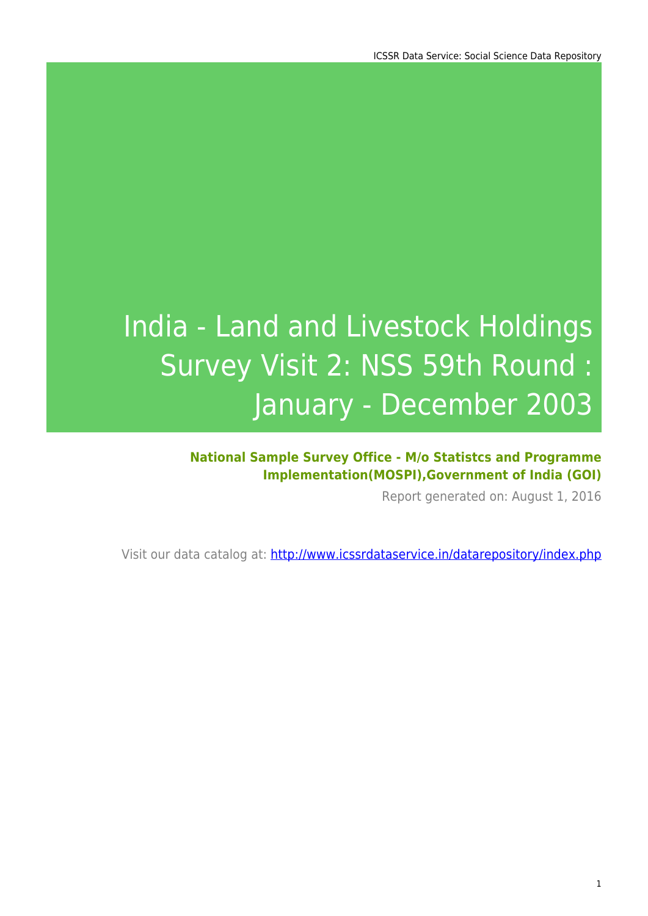# India - Land and Livestock Holdings Survey Visit 2: NSS 59th Round : January - December 2003

**National Sample Survey Office - M/o Statistcs and Programme Implementation(MOSPI),Government of India (GOI)**

Report generated on: August 1, 2016

Visit our data catalog at: http://www.icssrdataservice.in/datarepository/index.php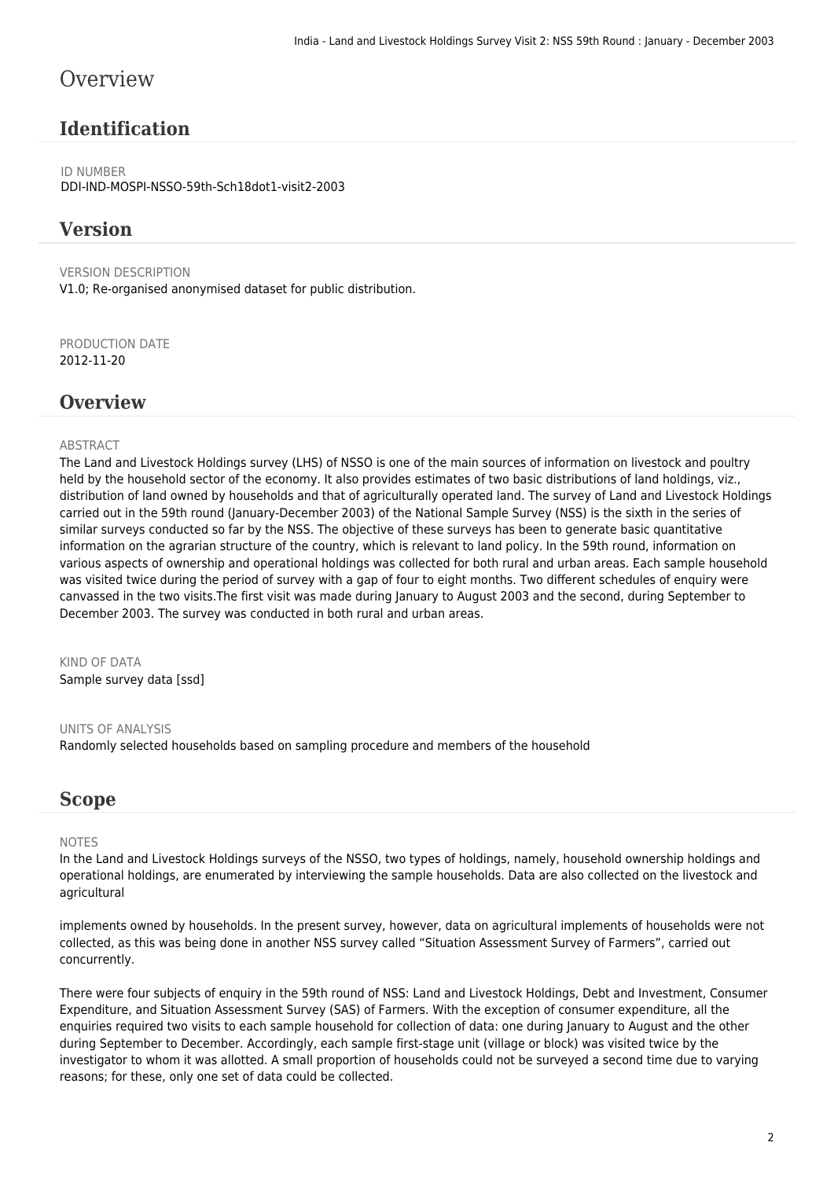# Overview

## Identification

ID NUMBER
DDI-IND-MOSPI-NSSO-59th-Sch18dot1-visit2-2003

## Version

VERSION DESCRIPTION
V1.0; Re-organised anonymised dataset for public distribution.

PRODUCTION DATE
2012-11-20

## Overview

ABSTRACT
The Land and Livestock Holdings survey (LHS) of NSSO is one of the main sources of information on livestock and poultry held by the household sector of the economy. It also provides estimates of two basic distributions of land holdings, viz., distribution of land owned by households and that of agriculturally operated land. The survey of Land and Livestock Holdings carried out in the 59th round (January-December 2003) of the National Sample Survey (NSS) is the sixth in the series of similar surveys conducted so far by the NSS. The objective of these surveys has been to generate basic quantitative information on the agrarian structure of the country, which is relevant to land policy. In the 59th round, information on various aspects of ownership and operational holdings was collected for both rural and urban areas. Each sample household was visited twice during the period of survey with a gap of four to eight months. Two different schedules of enquiry were canvassed in the two visits.The first visit was made during January to August 2003 and the second, during September to December 2003. The survey was conducted in both rural and urban areas.

KIND OF DATA
Sample survey data [ssd]

UNITS OF ANALYSIS
Randomly selected households based on sampling procedure and members of the household

## Scope

NOTES
In the Land and Livestock Holdings surveys of the NSSO, two types of holdings, namely, household ownership holdings and operational holdings, are enumerated by interviewing the sample households. Data are also collected on the livestock and agricultural

implements owned by households. In the present survey, however, data on agricultural implements of households were not collected, as this was being done in another NSS survey called "Situation Assessment Survey of Farmers", carried out concurrently.

There were four subjects of enquiry in the 59th round of NSS: Land and Livestock Holdings, Debt and Investment, Consumer Expenditure, and Situation Assessment Survey (SAS) of Farmers. With the exception of consumer expenditure, all the enquiries required two visits to each sample household for collection of data: one during January to August and the other during September to December. Accordingly, each sample first-stage unit (village or block) was visited twice by the investigator to whom it was allotted. A small proportion of households could not be surveyed a second time due to varying reasons; for these, only one set of data could be collected.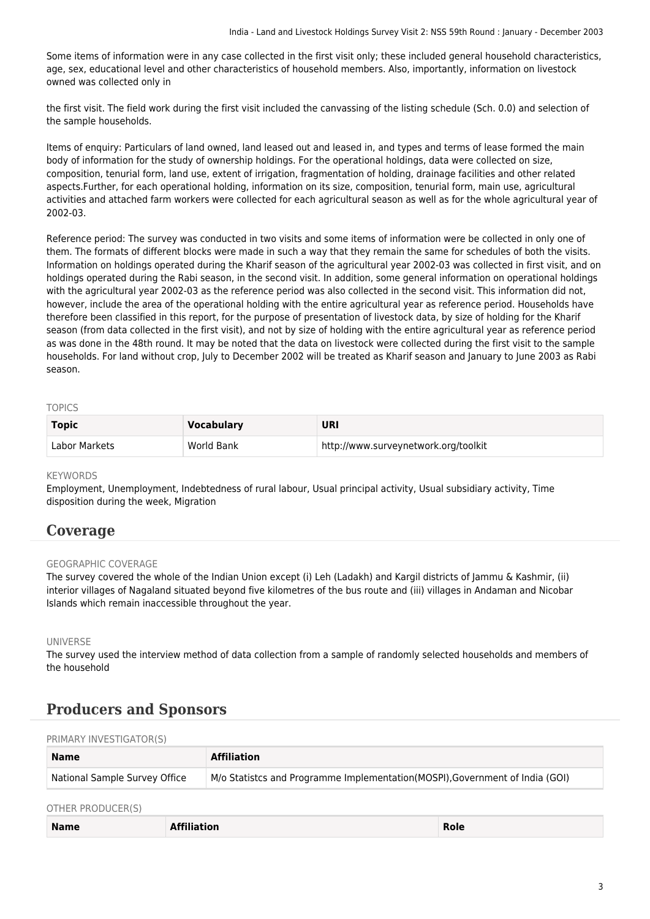Some items of information were in any case collected in the first visit only; these included general household characteristics, age, sex, educational level and other characteristics of household members. Also, importantly, information on livestock owned was collected only in

the first visit. The field work during the first visit included the canvassing of the listing schedule (Sch. 0.0) and selection of the sample households.

Items of enquiry: Particulars of land owned, land leased out and leased in, and types and terms of lease formed the main body of information for the study of ownership holdings. For the operational holdings, data were collected on size, composition, tenurial form, land use, extent of irrigation, fragmentation of holding, drainage facilities and other related aspects.Further, for each operational holding, information on its size, composition, tenurial form, main use, agricultural activities and attached farm workers were collected for each agricultural season as well as for the whole agricultural year of 2002-03.

Reference period: The survey was conducted in two visits and some items of information were be collected in only one of them. The formats of different blocks were made in such a way that they remain the same for schedules of both the visits. Information on holdings operated during the Kharif season of the agricultural year 2002-03 was collected in first visit, and on holdings operated during the Rabi season, in the second visit. In addition, some general information on operational holdings with the agricultural year 2002-03 as the reference period was also collected in the second visit. This information did not, however, include the area of the operational holding with the entire agricultural year as reference period. Households have therefore been classified in this report, for the purpose of presentation of livestock data, by size of holding for the Kharif season (from data collected in the first visit), and not by size of holding with the entire agricultural year as reference period as was done in the 48th round. It may be noted that the data on livestock were collected during the first visit to the sample households. For land without crop, July to December 2002 will be treated as Kharif season and January to June 2003 as Rabi season.

TOPICS

| Topic | Vocabulary | URI |
| --- | --- | --- |
| Labor Markets | World Bank | http://www.surveynetwork.org/toolkit |

KEYWORDS

Employment, Unemployment, Indebtedness of rural labour, Usual principal activity, Usual subsidiary activity, Time disposition during the week, Migration

## Coverage

GEOGRAPHIC COVERAGE

The survey covered the whole of the Indian Union except (i) Leh (Ladakh) and Kargil districts of Jammu & Kashmir, (ii) interior villages of Nagaland situated beyond five kilometres of the bus route and (iii) villages in Andaman and Nicobar Islands which remain inaccessible throughout the year.

UNIVERSE

The survey used the interview method of data collection from a sample of randomly selected households and members of the household

## Producers and Sponsors

PRIMARY INVESTIGATOR(S)

| Name | Affiliation |
| --- | --- |
| National Sample Survey Office | M/o Statistcs and Programme Implementation(MOSPI),Government of India (GOI) |

OTHER PRODUCER(S)

| Name | Affiliation | Role |
| --- | --- | --- |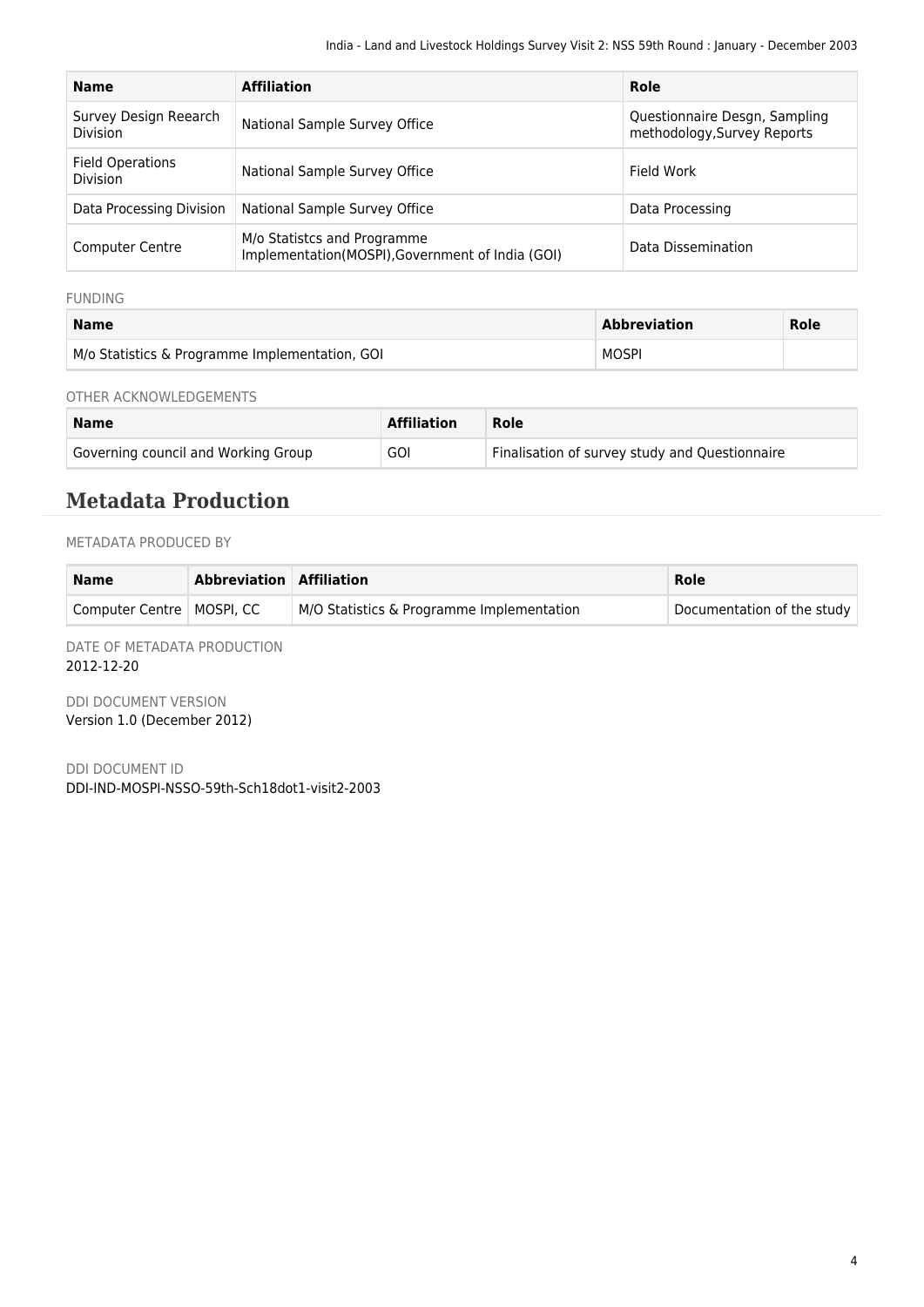| Name | Affiliation | Role |
| --- | --- | --- |
| Survey Design Reearch Division | National Sample Survey Office | Questionnaire Desgn, Sampling methodology,Survey Reports |
| Field Operations Division | National Sample Survey Office | Field Work |
| Data Processing Division | National Sample Survey Office | Data Processing |
| Computer Centre | M/o Statistcs and Programme Implementation(MOSPI),Government of India (GOI) | Data Dissemination |

FUNDING

| Name | Abbreviation | Role |
| --- | --- | --- |
| M/o Statistics & Programme Implementation, GOI | MOSPI | |

OTHER ACKNOWLEDGEMENTS

| Name | Affiliation | Role |
| --- | --- | --- |
| Governing council and Working Group | GOI | Finalisation of survey study and Questionnaire |

## Metadata Production

METADATA PRODUCED BY

| Name | Abbreviation | Affiliation | Role |
| --- | --- | --- | --- |
| Computer Centre | MOSPI, CC | M/O Statistics & Programme Implementation | Documentation of the study |

DATE OF METADATA PRODUCTION
2012-12-20

DDI DOCUMENT VERSION
Version 1.0 (December 2012)

DDI DOCUMENT ID
DDI-IND-MOSPI-NSSO-59th-Sch18dot1-visit2-2003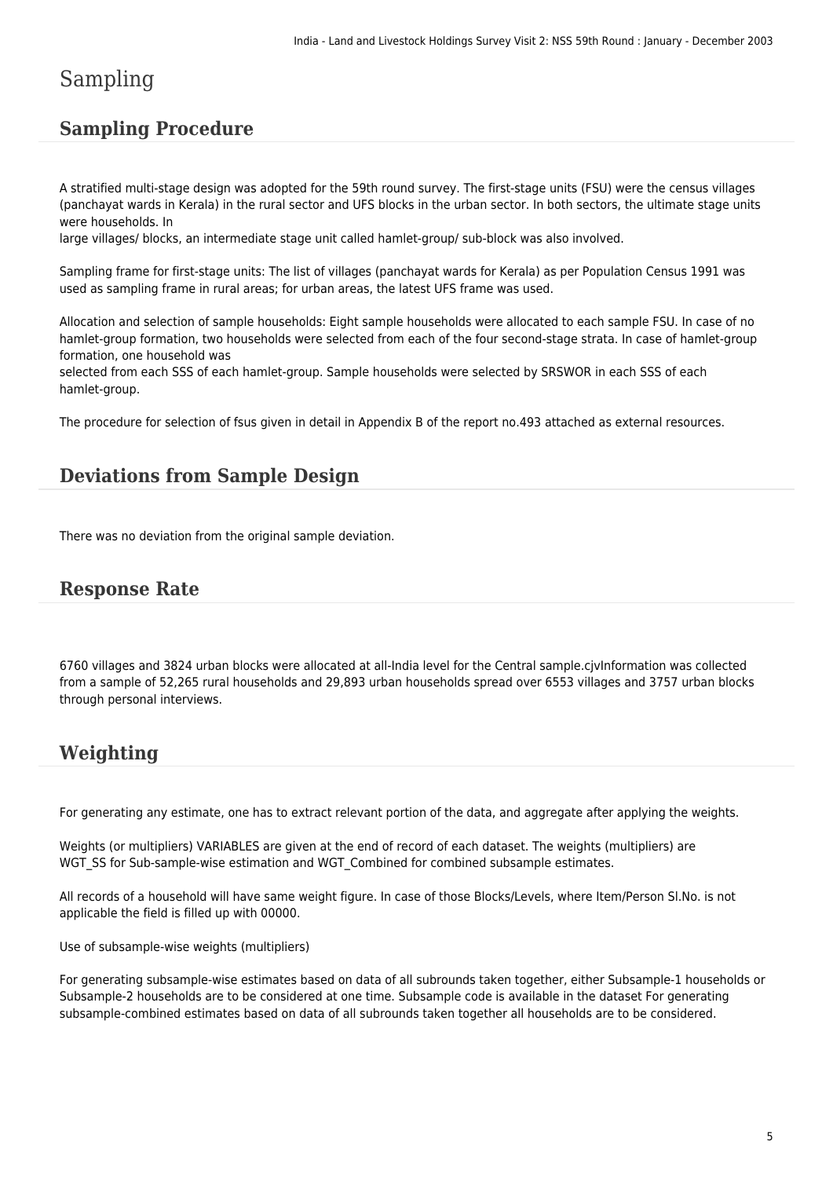# Sampling

## Sampling Procedure

A stratified multi-stage design was adopted for the 59th round survey. The first-stage units (FSU) were the census villages (panchayat wards in Kerala) in the rural sector and UFS blocks in the urban sector. In both sectors, the ultimate stage units were households. In
large villages/ blocks, an intermediate stage unit called hamlet-group/ sub-block was also involved.

Sampling frame for first-stage units: The list of villages (panchayat wards for Kerala) as per Population Census 1991 was used as sampling frame in rural areas; for urban areas, the latest UFS frame was used.

Allocation and selection of sample households: Eight sample households were allocated to each sample FSU. In case of no hamlet-group formation, two households were selected from each of the four second-stage strata. In case of hamlet-group formation, one household was
selected from each SSS of each hamlet-group. Sample households were selected by SRSWOR in each SSS of each hamlet-group.

The procedure for selection of fsus given in detail in Appendix B of the report no.493 attached as external resources.

## Deviations from Sample Design

There was no deviation from the original sample deviation.

## Response Rate

6760 villages and 3824 urban blocks were allocated at all-India level for the Central sample.cjvInformation was collected from a sample of 52,265 rural households and 29,893 urban households spread over 6553 villages and 3757 urban blocks through personal interviews.

## Weighting

For generating any estimate, one has to extract relevant portion of the data, and aggregate after applying the weights.

Weights (or multipliers) VARIABLES are given at the end of record of each dataset. The weights (multipliers) are WGT_SS for Sub-sample-wise estimation and WGT_Combined for combined subsample estimates.

All records of a household will have same weight figure. In case of those Blocks/Levels, where Item/Person Sl.No. is not applicable the field is filled up with 00000.

Use of subsample-wise weights (multipliers)

For generating subsample-wise estimates based on data of all subrounds taken together, either Subsample-1 households or Subsample-2 households are to be considered at one time. Subsample code is available in the dataset For generating subsample-combined estimates based on data of all subrounds taken together all households are to be considered.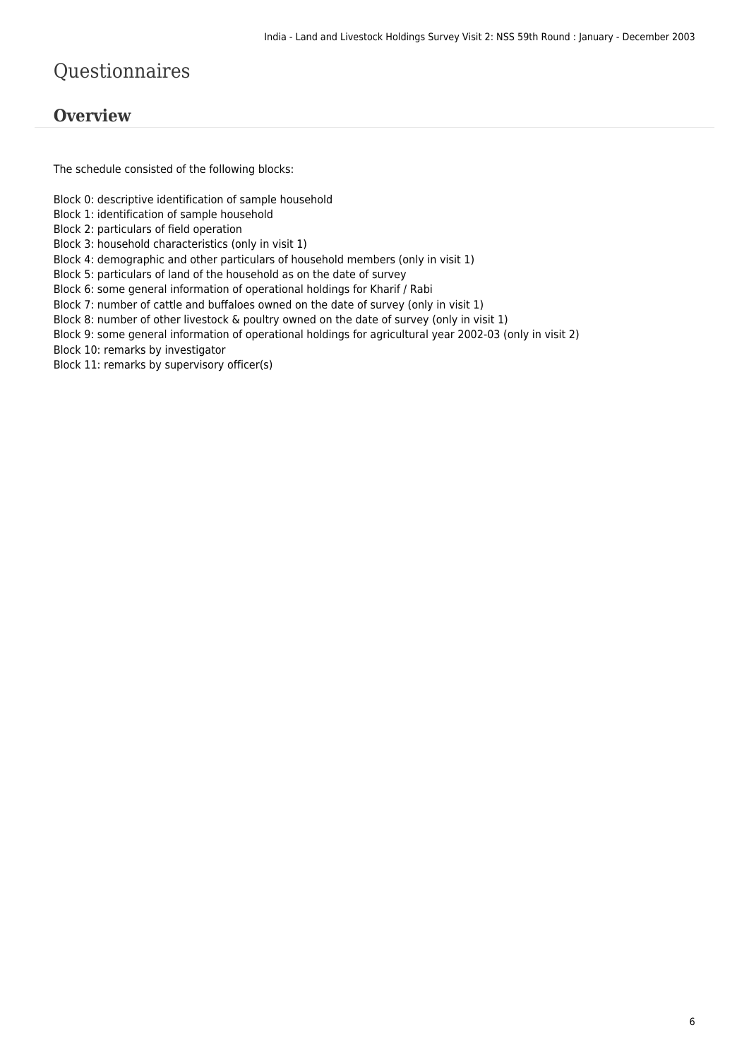# Questionnaires

## Overview

The schedule consisted of the following blocks:

Block 0: descriptive identification of sample household
Block 1: identification of sample household
Block 2: particulars of field operation
Block 3: household characteristics (only in visit 1)
Block 4: demographic and other particulars of household members (only in visit 1)
Block 5: particulars of land of the household as on the date of survey
Block 6: some general information of operational holdings for Kharif / Rabi
Block 7: number of cattle and buffaloes owned on the date of survey (only in visit 1)
Block 8: number of other livestock & poultry owned on the date of survey (only in visit 1)
Block 9: some general information of operational holdings for agricultural year 2002-03 (only in visit 2)
Block 10: remarks by investigator
Block 11: remarks by supervisory officer(s)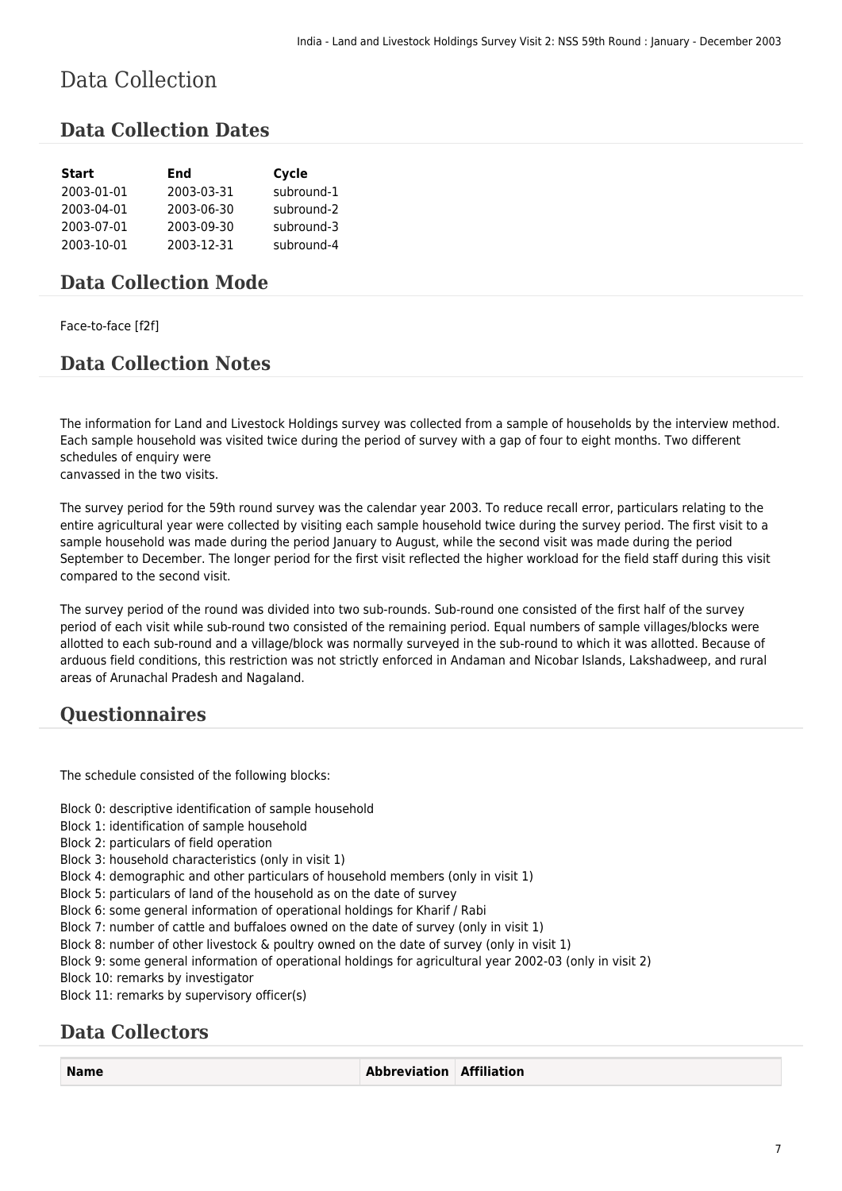# Data Collection

## Data Collection Dates

| Start | End | Cycle |
|---|---|---|
| 2003-01-01 | 2003-03-31 | subround-1 |
| 2003-04-01 | 2003-06-30 | subround-2 |
| 2003-07-01 | 2003-09-30 | subround-3 |
| 2003-10-01 | 2003-12-31 | subround-4 |

## Data Collection Mode

Face-to-face [f2f]

## Data Collection Notes

The information for Land and Livestock Holdings survey was collected from a sample of households by the interview method. Each sample household was visited twice during the period of survey with a gap of four to eight months. Two different schedules of enquiry were
canvassed in the two visits.

The survey period for the 59th round survey was the calendar year 2003. To reduce recall error, particulars relating to the entire agricultural year were collected by visiting each sample household twice during the survey period. The first visit to a sample household was made during the period January to August, while the second visit was made during the period September to December. The longer period for the first visit reflected the higher workload for the field staff during this visit compared to the second visit.

The survey period of the round was divided into two sub-rounds. Sub-round one consisted of the first half of the survey period of each visit while sub-round two consisted of the remaining period. Equal numbers of sample villages/blocks were allotted to each sub-round and a village/block was normally surveyed in the sub-round to which it was allotted. Because of arduous field conditions, this restriction was not strictly enforced in Andaman and Nicobar Islands, Lakshadweep, and rural areas of Arunachal Pradesh and Nagaland.

## Questionnaires

The schedule consisted of the following blocks:

Block 0: descriptive identification of sample household
Block 1: identification of sample household
Block 2: particulars of field operation
Block 3: household characteristics (only in visit 1)
Block 4: demographic and other particulars of household members (only in visit 1)
Block 5: particulars of land of the household as on the date of survey
Block 6: some general information of operational holdings for Kharif / Rabi
Block 7: number of cattle and buffaloes owned on the date of survey (only in visit 1)
Block 8: number of other livestock & poultry owned on the date of survey (only in visit 1)
Block 9: some general information of operational holdings for agricultural year 2002-03 (only in visit 2)
Block 10: remarks by investigator
Block 11: remarks by supervisory officer(s)

## Data Collectors

| Name | Abbreviation | Affiliation |
|---|---|---|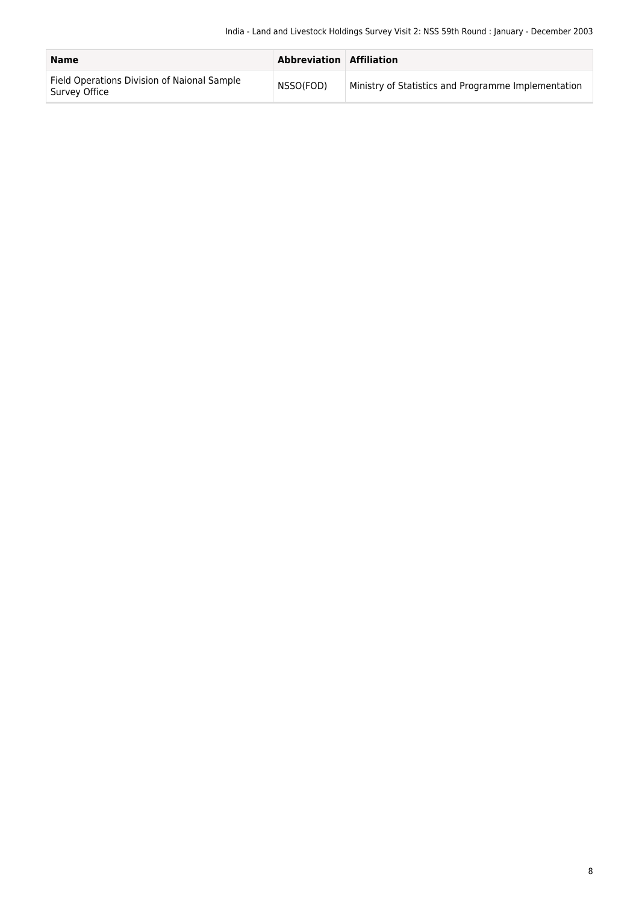| Name | Abbreviation | Affiliation |
| --- | --- | --- |
| Field Operations Division of Naional Sample Survey Office | NSSO(FOD) | Ministry of Statistics and Programme Implementation |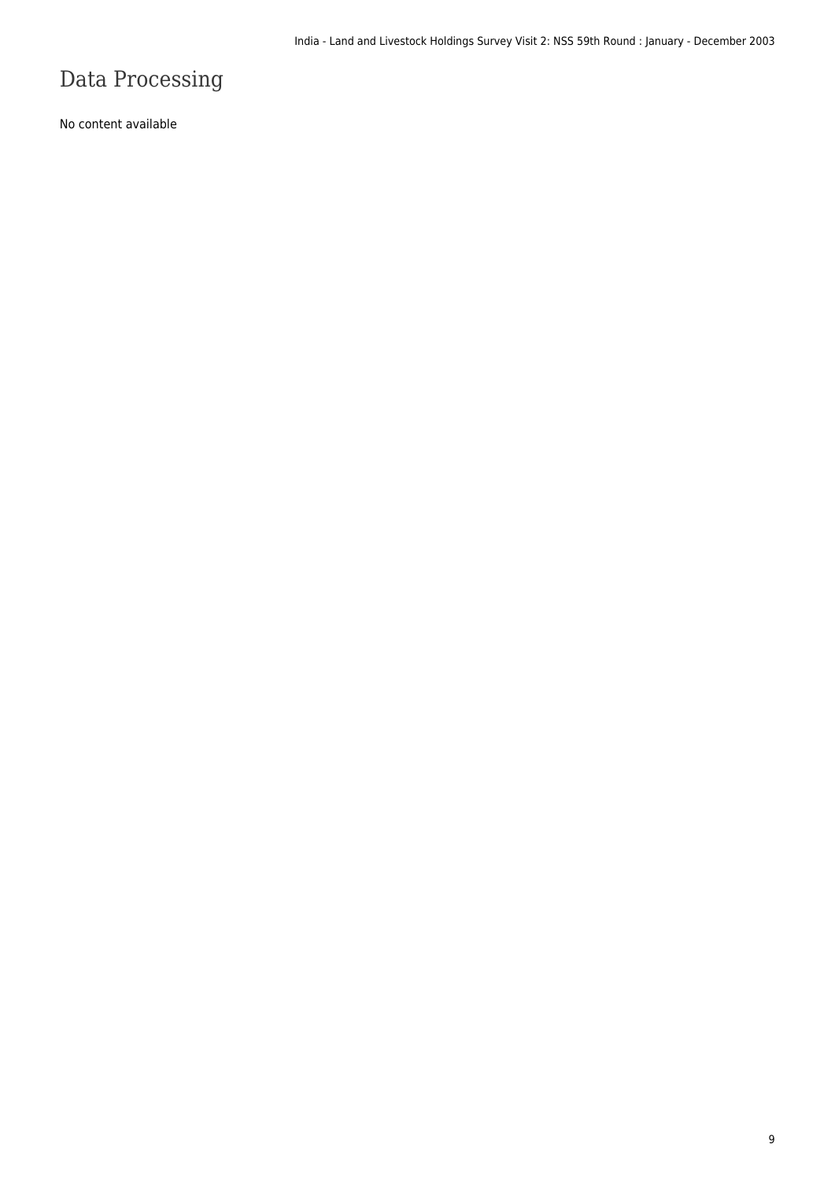# Data Processing

No content available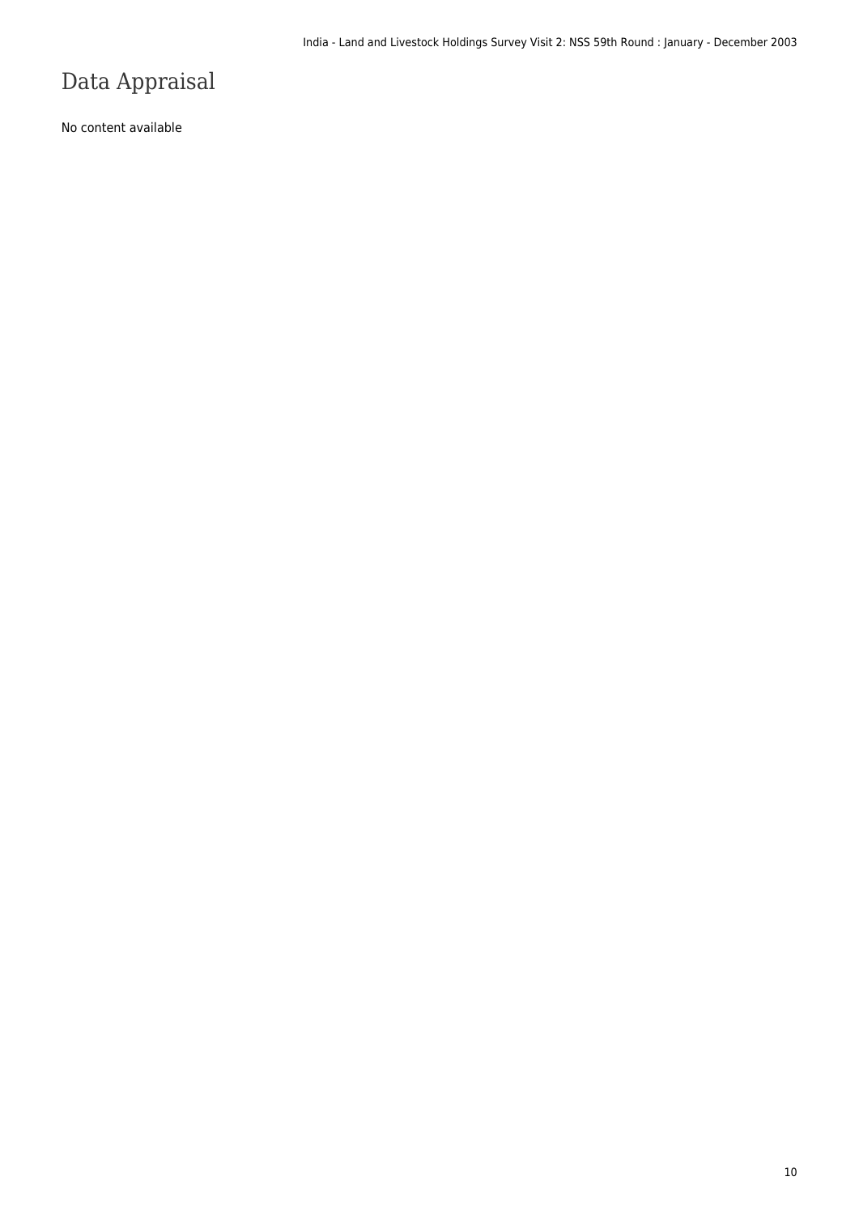# Data Appraisal

No content available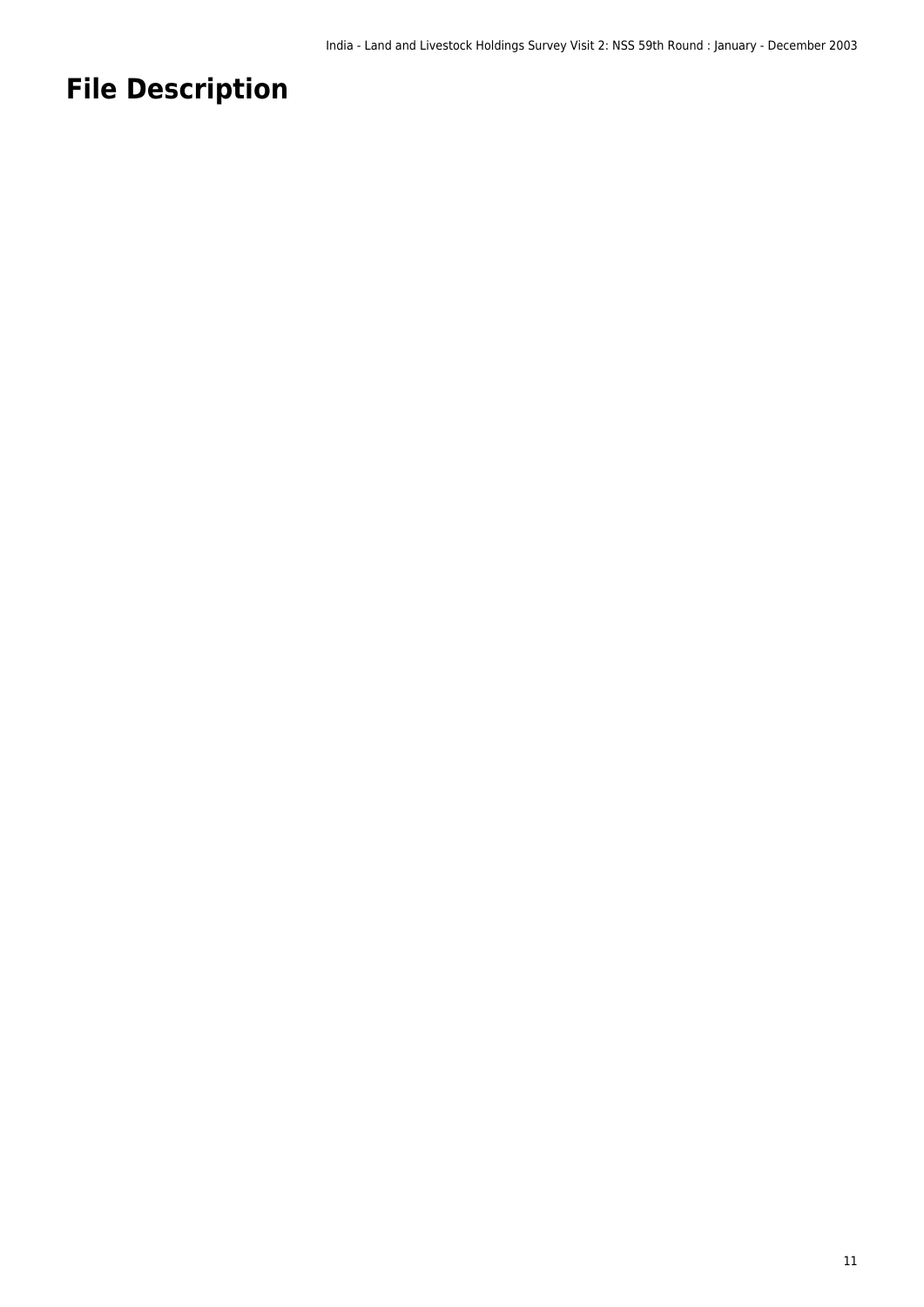# File Description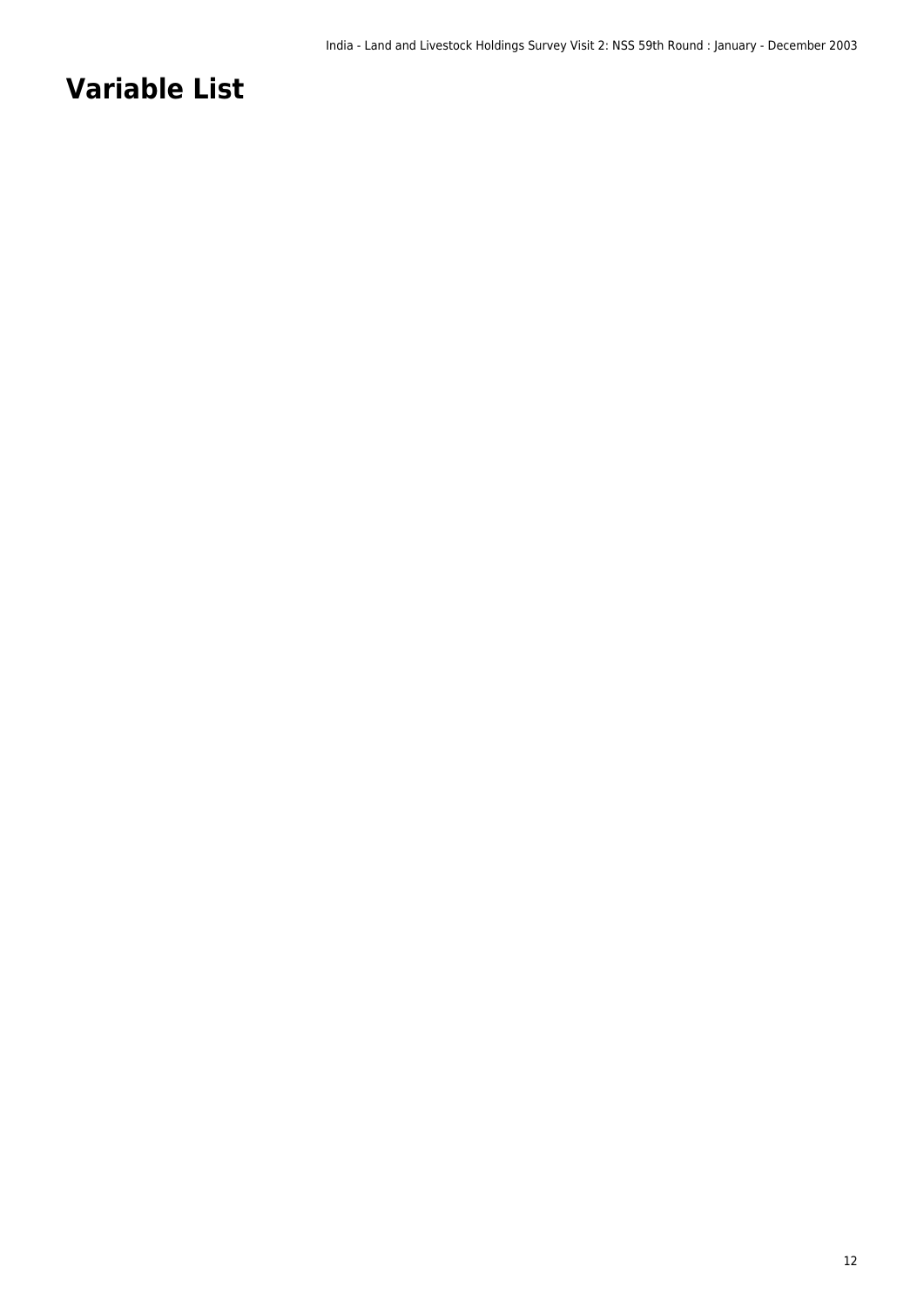# Variable List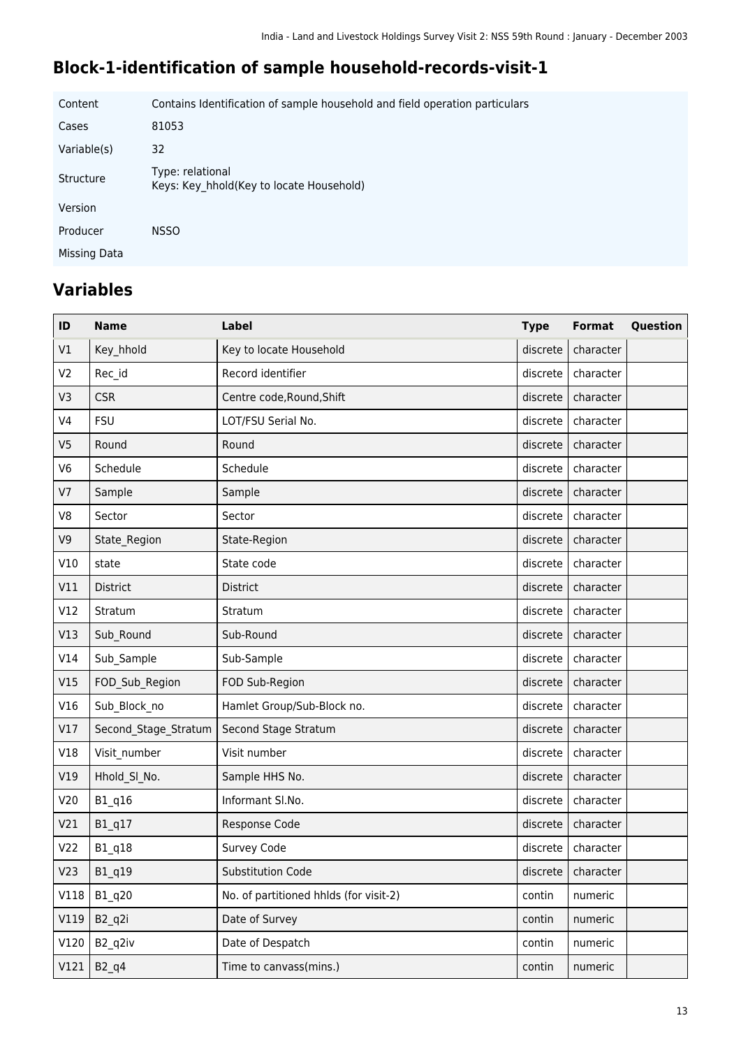# Block-1-identification of sample household-records-visit-1

| | |
|---|---|
| Content | Contains Identification of sample household and field operation particulars |
| Cases | 81053 |
| Variable(s) | 32 |
| Structure | Type: relational<br>Keys: Key_hhold(Key to locate Household) |
| Version | |
| Producer | NSSO |
| Missing Data | |

## Variables

| ID | Name | Label | Type | Format | Question |
|---|---|---|---|---|---|
| V1 | Key_hhold | Key to locate Household | discrete | character | |
| V2 | Rec_id | Record identifier | discrete | character | |
| V3 | CSR | Centre code,Round,Shift | discrete | character | |
| V4 | FSU | LOT/FSU Serial No. | discrete | character | |
| V5 | Round | Round | discrete | character | |
| V6 | Schedule | Schedule | discrete | character | |
| V7 | Sample | Sample | discrete | character | |
| V8 | Sector | Sector | discrete | character | |
| V9 | State_Region | State-Region | discrete | character | |
| V10 | state | State code | discrete | character | |
| V11 | District | District | discrete | character | |
| V12 | Stratum | Stratum | discrete | character | |
| V13 | Sub_Round | Sub-Round | discrete | character | |
| V14 | Sub_Sample | Sub-Sample | discrete | character | |
| V15 | FOD_Sub_Region | FOD Sub-Region | discrete | character | |
| V16 | Sub_Block_no | Hamlet Group/Sub-Block no. | discrete | character | |
| V17 | Second_Stage_Stratum | Second Stage Stratum | discrete | character | |
| V18 | Visit_number | Visit number | discrete | character | |
| V19 | Hhold_Sl_No. | Sample HHS No. | discrete | character | |
| V20 | B1_q16 | Informant Sl.No. | discrete | character | |
| V21 | B1_q17 | Response Code | discrete | character | |
| V22 | B1_q18 | Survey Code | discrete | character | |
| V23 | B1_q19 | Substitution Code | discrete | character | |
| V118 | B1_q20 | No. of partitioned hhlds (for visit-2) | contin | numeric | |
| V119 | B2_q2i | Date of Survey | contin | numeric | |
| V120 | B2_q2iv | Date of Despatch | contin | numeric | |
| V121 | B2_q4 | Time to canvass(mins.) | contin | numeric | |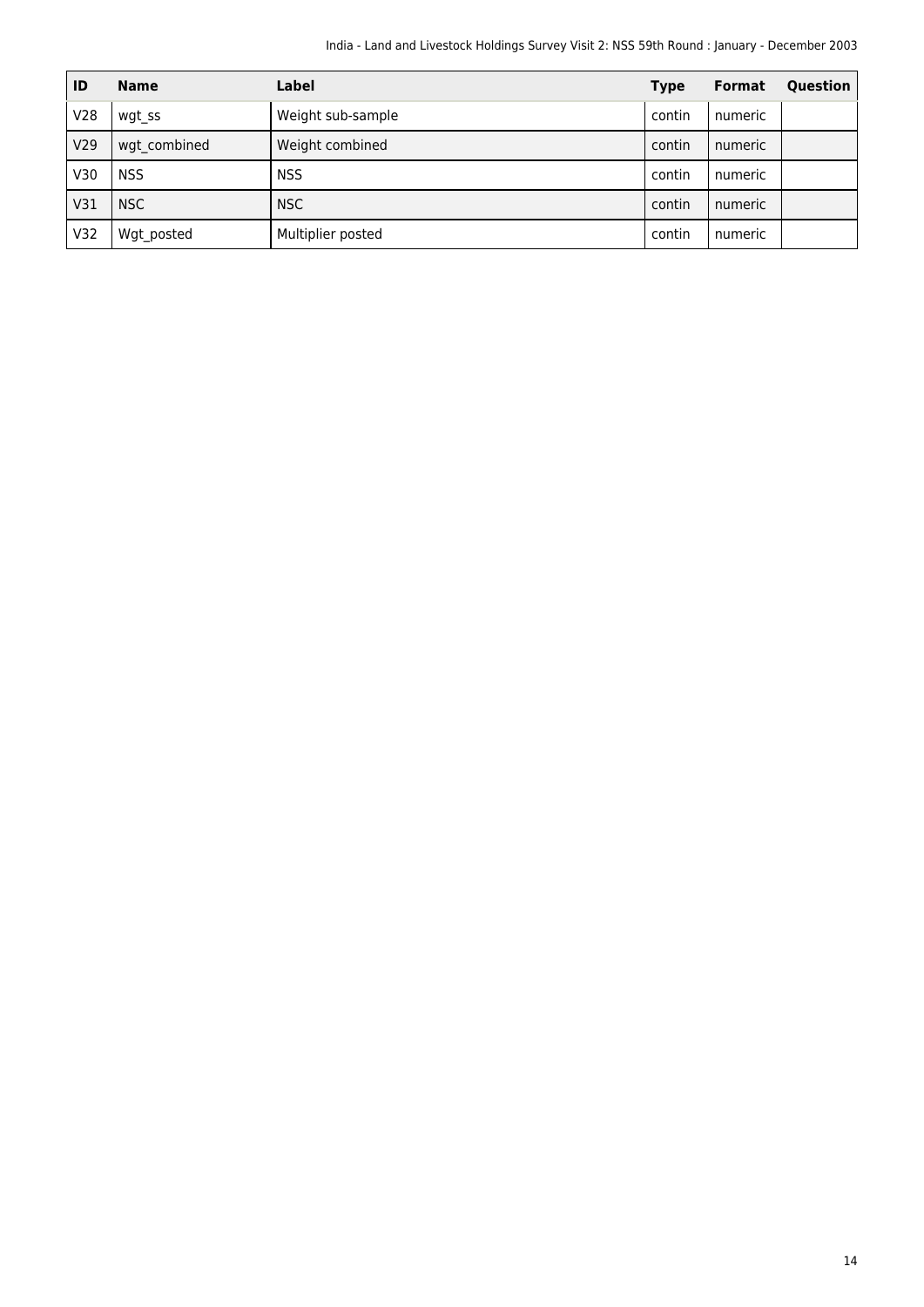| ID | Name | Label | Type | Format | Question |
|---|---|---|---|---|---|
| V28 | wgt_ss | Weight sub-sample | contin | numeric | |
| V29 | wgt_combined | Weight combined | contin | numeric | |
| V30 | NSS | NSS | contin | numeric | |
| V31 | NSC | NSC | contin | numeric | |
| V32 | Wgt_posted | Multiplier posted | contin | numeric | |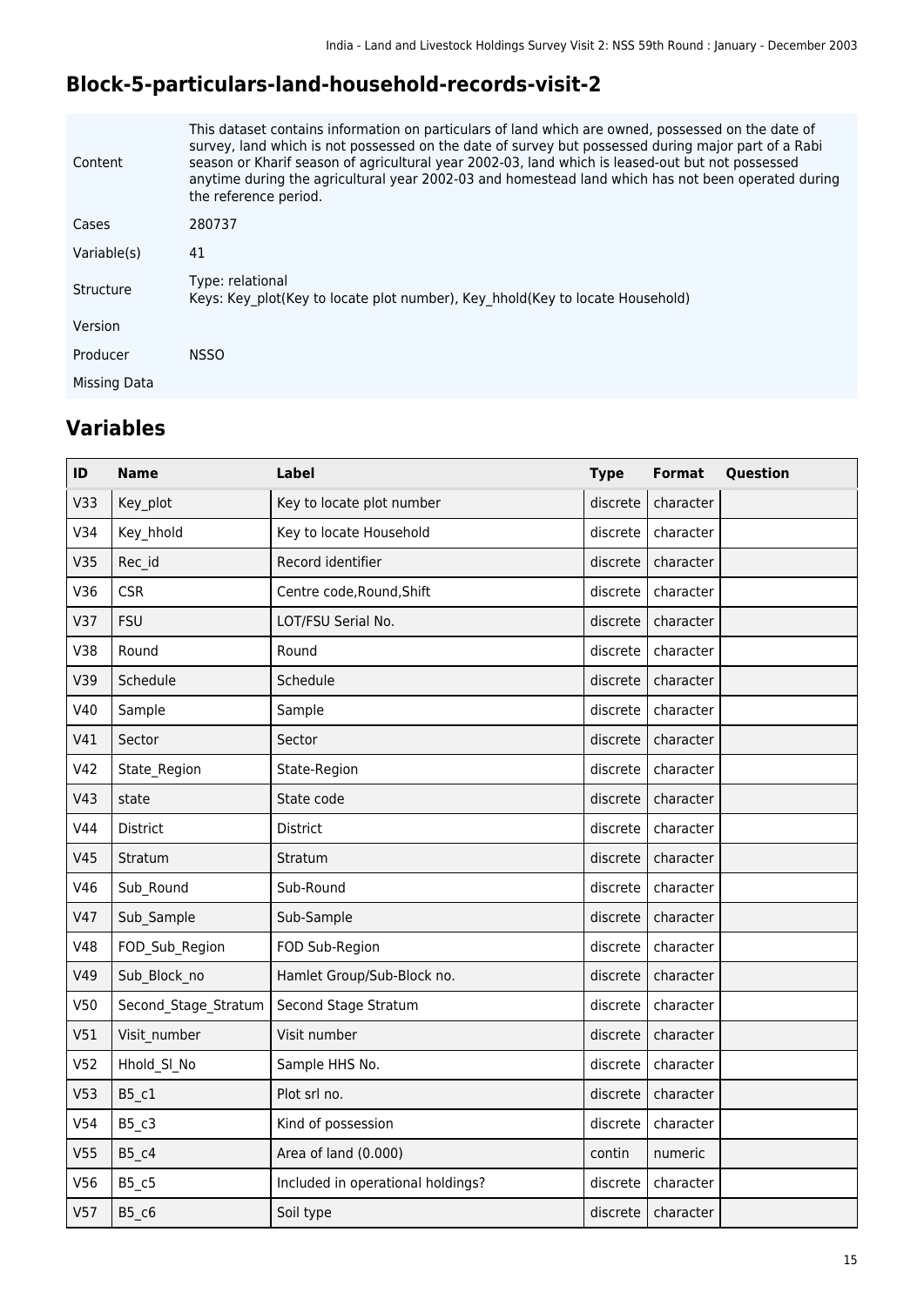## Block-5-particulars-land-household-records-visit-2

| | |
|---|---|
| Content | This dataset contains information on particulars of land which are owned, possessed on the date of survey, land which is not possessed on the date of survey but possessed during major part of a Rabi season or Kharif season of agricultural year 2002-03, land which is leased-out but not possessed anytime during the agricultural year 2002-03 and homestead land which has not been operated during the reference period. |
| Cases | 280737 |
| Variable(s) | 41 |
| Structure | Type: relational<br>Keys: Key_plot(Key to locate plot number), Key_hhold(Key to locate Household) |
| Version | |
| Producer | NSSO |
| Missing Data | |

## Variables

| ID | Name | Label | Type | Format | Question |
|---|---|---|---|---|---|
| V33 | Key_plot | Key to locate plot number | discrete | character | |
| V34 | Key_hhold | Key to locate Household | discrete | character | |
| V35 | Rec_id | Record identifier | discrete | character | |
| V36 | CSR | Centre code,Round,Shift | discrete | character | |
| V37 | FSU | LOT/FSU Serial No. | discrete | character | |
| V38 | Round | Round | discrete | character | |
| V39 | Schedule | Schedule | discrete | character | |
| V40 | Sample | Sample | discrete | character | |
| V41 | Sector | Sector | discrete | character | |
| V42 | State_Region | State-Region | discrete | character | |
| V43 | state | State code | discrete | character | |
| V44 | District | District | discrete | character | |
| V45 | Stratum | Stratum | discrete | character | |
| V46 | Sub_Round | Sub-Round | discrete | character | |
| V47 | Sub_Sample | Sub-Sample | discrete | character | |
| V48 | FOD_Sub_Region | FOD Sub-Region | discrete | character | |
| V49 | Sub_Block_no | Hamlet Group/Sub-Block no. | discrete | character | |
| V50 | Second_Stage_Stratum | Second Stage Stratum | discrete | character | |
| V51 | Visit_number | Visit number | discrete | character | |
| V52 | Hhold_Sl_No | Sample HHS No. | discrete | character | |
| V53 | B5_c1 | Plot srl no. | discrete | character | |
| V54 | B5_c3 | Kind of possession | discrete | character | |
| V55 | B5_c4 | Area of land (0.000) | contin | numeric | |
| V56 | B5_c5 | Included in operational holdings? | discrete | character | |
| V57 | B5_c6 | Soil type | discrete | character | |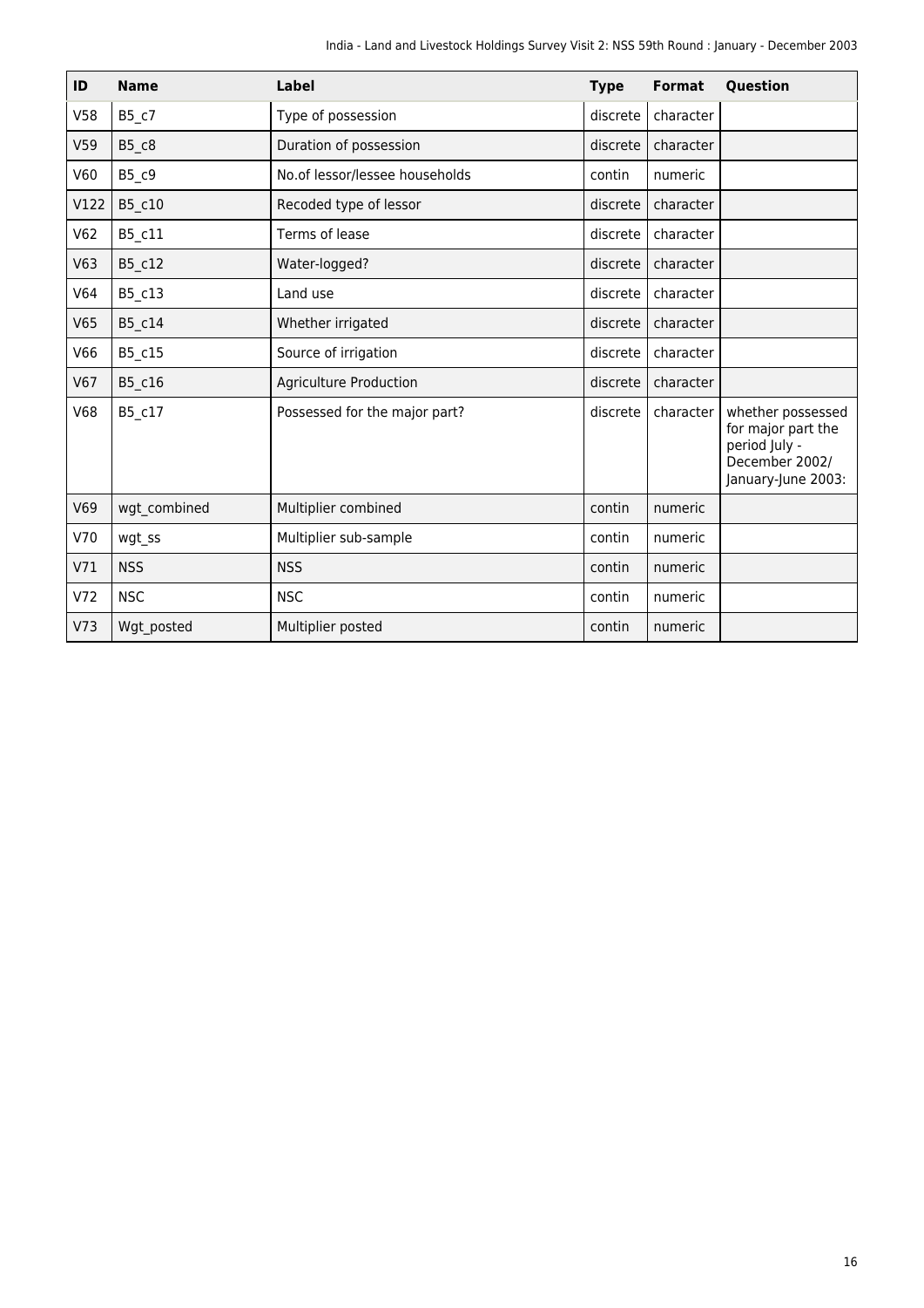| ID | Name | Label | Type | Format | Question |
|---|---|---|---|---|---|
| V58 | B5_c7 | Type of possession | discrete | character | |
| V59 | B5_c8 | Duration of possession | discrete | character | |
| V60 | B5_c9 | No.of lessor/lessee households | contin | numeric | |
| V122 | B5_c10 | Recoded type of lessor | discrete | character | |
| V62 | B5_c11 | Terms of lease | discrete | character | |
| V63 | B5_c12 | Water-logged? | discrete | character | |
| V64 | B5_c13 | Land use | discrete | character | |
| V65 | B5_c14 | Whether irrigated | discrete | character | |
| V66 | B5_c15 | Source of irrigation | discrete | character | |
| V67 | B5_c16 | Agriculture Production | discrete | character | |
| V68 | B5_c17 | Possessed for the major part? | discrete | character | whether possessed for major part the period July - December 2002/ January-June 2003: |
| V69 | wgt_combined | Multiplier combined | contin | numeric | |
| V70 | wgt_ss | Multiplier sub-sample | contin | numeric | |
| V71 | NSS | NSS | contin | numeric | |
| V72 | NSC | NSC | contin | numeric | |
| V73 | Wgt_posted | Multiplier posted | contin | numeric | |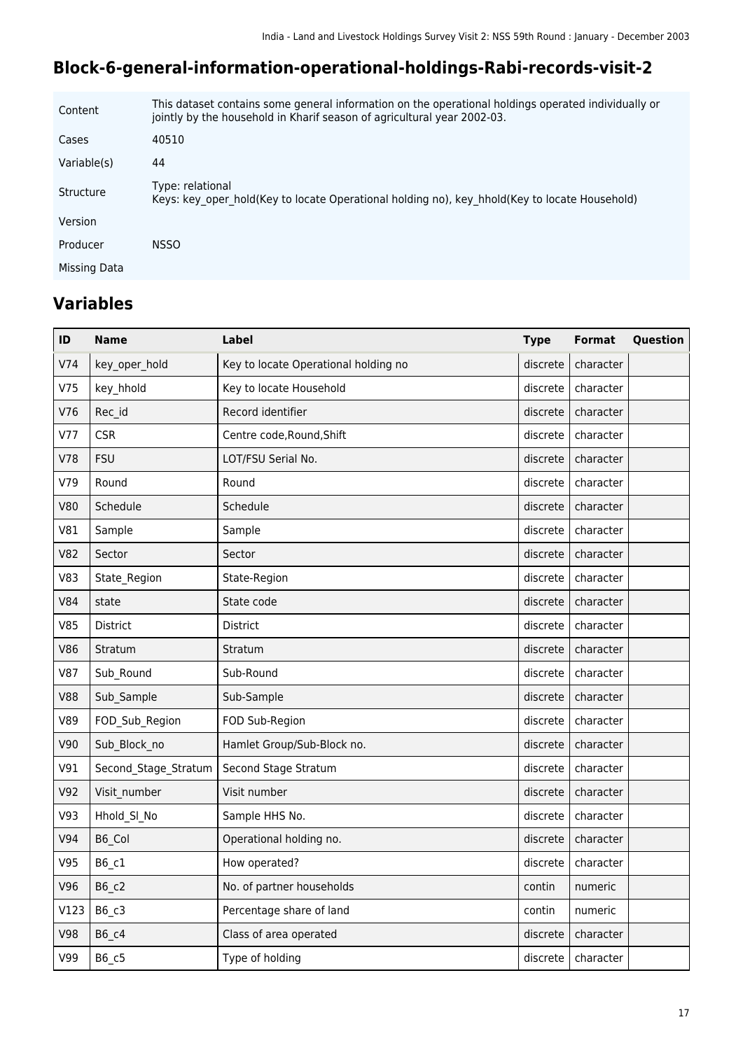## Block-6-general-information-operational-holdings-Rabi-records-visit-2

| | |
|---|---|
| Content | This dataset contains some general information on the operational holdings operated individually or jointly by the household in Kharif season of agricultural year 2002-03. |
| Cases | 40510 |
| Variable(s) | 44 |
| Structure | Type: relational<br>Keys: key_oper_hold(Key to locate Operational holding no), key_hhold(Key to locate Household) |
| Version | |
| Producer | NSSO |
| Missing Data | |

## Variables

| ID | Name | Label | Type | Format | Question |
|---|---|---|---|---|---|
| V74 | key_oper_hold | Key to locate Operational holding no | discrete | character | |
| V75 | key_hhold | Key to locate Household | discrete | character | |
| V76 | Rec_id | Record identifier | discrete | character | |
| V77 | CSR | Centre code,Round,Shift | discrete | character | |
| V78 | FSU | LOT/FSU Serial No. | discrete | character | |
| V79 | Round | Round | discrete | character | |
| V80 | Schedule | Schedule | discrete | character | |
| V81 | Sample | Sample | discrete | character | |
| V82 | Sector | Sector | discrete | character | |
| V83 | State_Region | State-Region | discrete | character | |
| V84 | state | State code | discrete | character | |
| V85 | District | District | discrete | character | |
| V86 | Stratum | Stratum | discrete | character | |
| V87 | Sub_Round | Sub-Round | discrete | character | |
| V88 | Sub_Sample | Sub-Sample | discrete | character | |
| V89 | FOD_Sub_Region | FOD Sub-Region | discrete | character | |
| V90 | Sub_Block_no | Hamlet Group/Sub-Block no. | discrete | character | |
| V91 | Second_Stage_Stratum | Second Stage Stratum | discrete | character | |
| V92 | Visit_number | Visit number | discrete | character | |
| V93 | Hhold_Sl_No | Sample HHS No. | discrete | character | |
| V94 | B6_Col | Operational holding no. | discrete | character | |
| V95 | B6_c1 | How operated? | discrete | character | |
| V96 | B6_c2 | No. of partner households | contin | numeric | |
| V123 | B6_c3 | Percentage share of land | contin | numeric | |
| V98 | B6_c4 | Class of area operated | discrete | character | |
| V99 | B6_c5 | Type of holding | discrete | character | |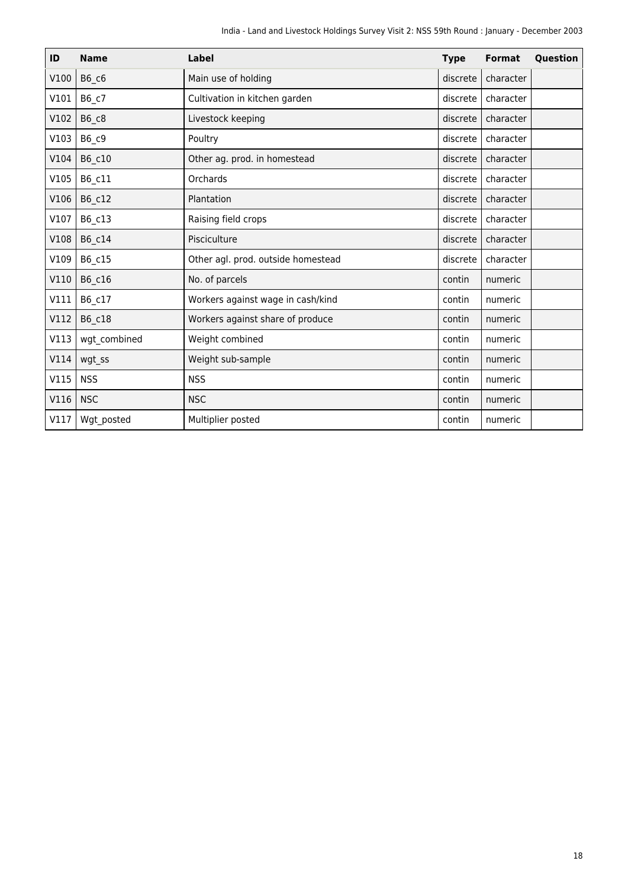| ID | Name | Label | Type | Format | Question |
|---|---|---|---|---|---|
| V100 | B6_c6 | Main use of holding | discrete | character | |
| V101 | B6_c7 | Cultivation in kitchen garden | discrete | character | |
| V102 | B6_c8 | Livestock keeping | discrete | character | |
| V103 | B6_c9 | Poultry | discrete | character | |
| V104 | B6_c10 | Other ag. prod. in homestead | discrete | character | |
| V105 | B6_c11 | Orchards | discrete | character | |
| V106 | B6_c12 | Plantation | discrete | character | |
| V107 | B6_c13 | Raising field crops | discrete | character | |
| V108 | B6_c14 | Pisciculture | discrete | character | |
| V109 | B6_c15 | Other agl. prod. outside homestead | discrete | character | |
| V110 | B6_c16 | No. of parcels | contin | numeric | |
| V111 | B6_c17 | Workers against wage in cash/kind | contin | numeric | |
| V112 | B6_c18 | Workers against share of produce | contin | numeric | |
| V113 | wgt_combined | Weight combined | contin | numeric | |
| V114 | wgt_ss | Weight sub-sample | contin | numeric | |
| V115 | NSS | NSS | contin | numeric | |
| V116 | NSC | NSC | contin | numeric | |
| V117 | Wgt_posted | Multiplier posted | contin | numeric | |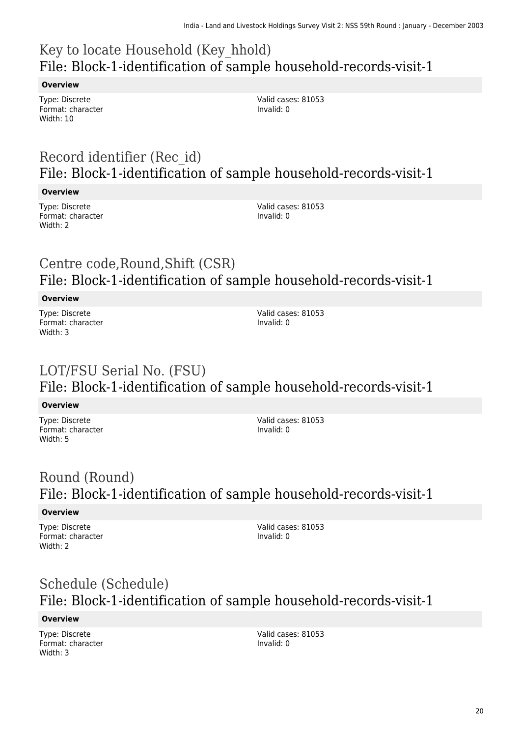## Key to locate Household (Key_hhold)
## File: Block-1-identification of sample household-records-visit-1

**Overview**

Type: Discrete
Format: character
Width: 10

Valid cases: 81053
Invalid: 0

## Record identifier (Rec_id)
## File: Block-1-identification of sample household-records-visit-1

**Overview**

Type: Discrete
Format: character
Width: 2

Valid cases: 81053
Invalid: 0

## Centre code,Round,Shift (CSR)
## File: Block-1-identification of sample household-records-visit-1

**Overview**

Type: Discrete
Format: character
Width: 3

Valid cases: 81053
Invalid: 0

## LOT/FSU Serial No. (FSU)
## File: Block-1-identification of sample household-records-visit-1

**Overview**

Type: Discrete
Format: character
Width: 5

Valid cases: 81053
Invalid: 0

## Round (Round)
## File: Block-1-identification of sample household-records-visit-1

**Overview**

Type: Discrete
Format: character
Width: 2

Valid cases: 81053
Invalid: 0

## Schedule (Schedule)
## File: Block-1-identification of sample household-records-visit-1

**Overview**

Type: Discrete
Format: character
Width: 3

Valid cases: 81053
Invalid: 0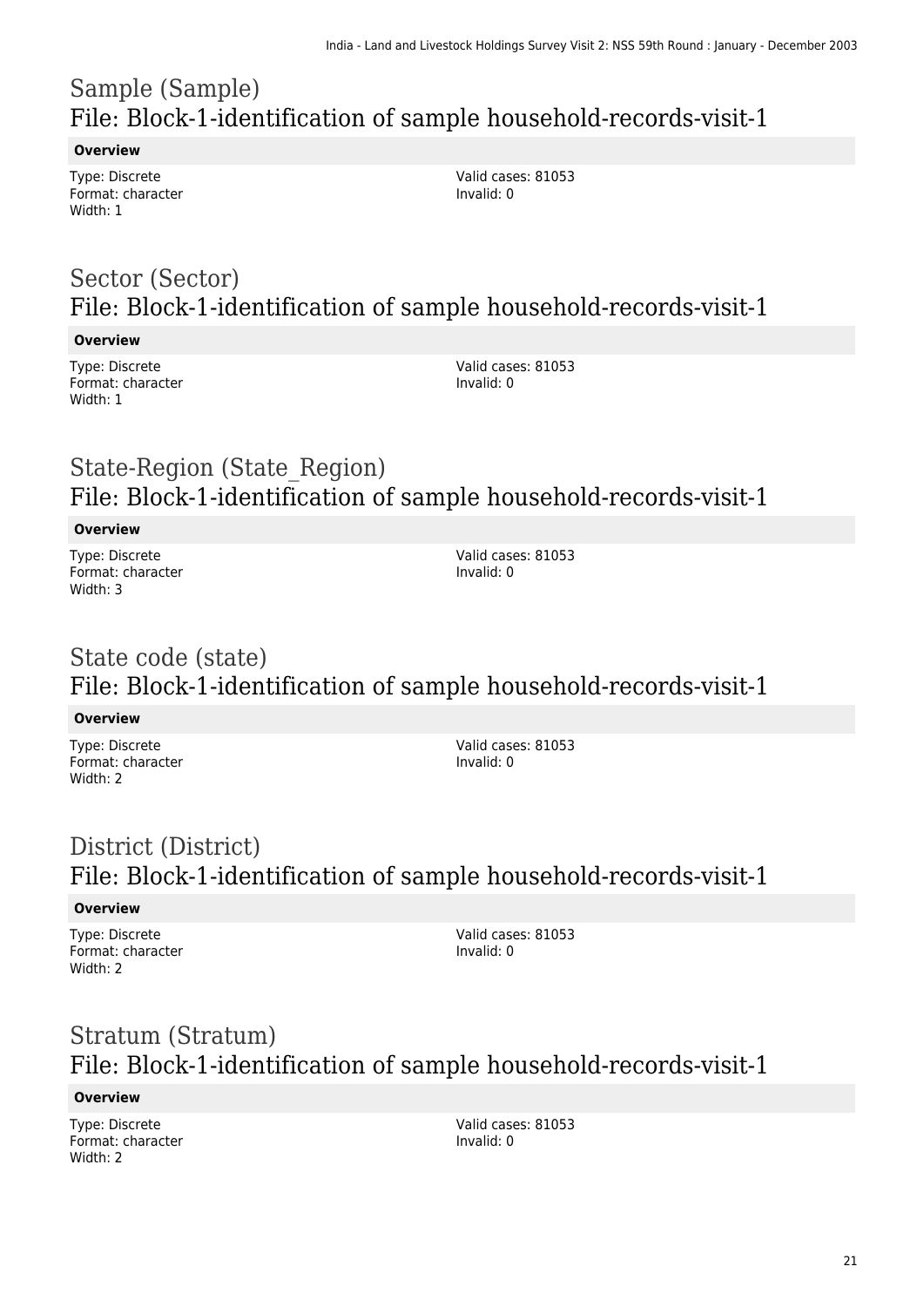## Sample (Sample)
## File: Block-1-identification of sample household-records-visit-1

**Overview**

Type: Discrete
Format: character
Width: 1

Valid cases: 81053
Invalid: 0

## Sector (Sector)
## File: Block-1-identification of sample household-records-visit-1

**Overview**

Type: Discrete
Format: character
Width: 1

Valid cases: 81053
Invalid: 0

## State-Region (State_Region)
## File: Block-1-identification of sample household-records-visit-1

**Overview**

Type: Discrete
Format: character
Width: 3

Valid cases: 81053
Invalid: 0

## State code (state)
## File: Block-1-identification of sample household-records-visit-1

**Overview**

Type: Discrete
Format: character
Width: 2

Valid cases: 81053
Invalid: 0

## District (District)
## File: Block-1-identification of sample household-records-visit-1

**Overview**

Type: Discrete
Format: character
Width: 2

Valid cases: 81053
Invalid: 0

## Stratum (Stratum)
## File: Block-1-identification of sample household-records-visit-1

**Overview**

Type: Discrete
Format: character
Width: 2

Valid cases: 81053
Invalid: 0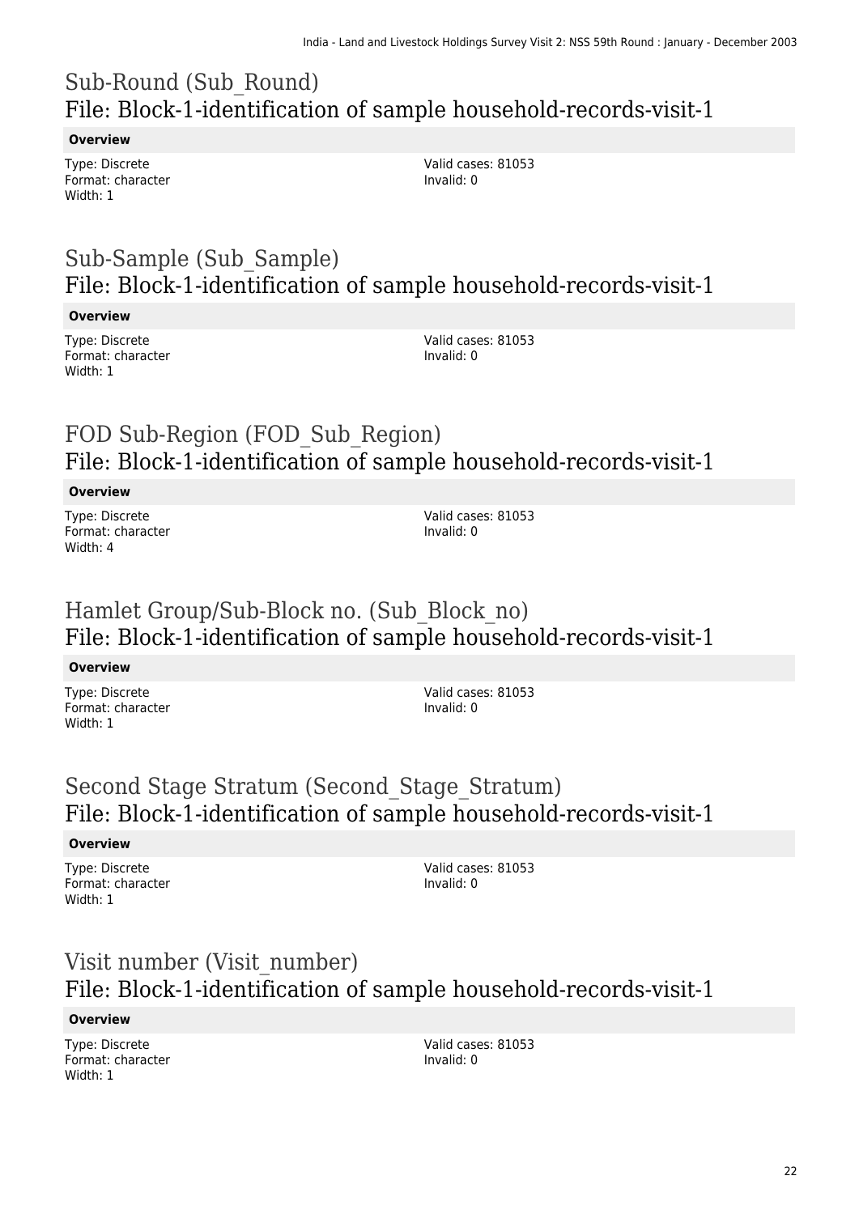## Sub-Round (Sub_Round)
## File: Block-1-identification of sample household-records-visit-1

**Overview**

Type: Discrete
Format: character
Width: 1

Valid cases: 81053
Invalid: 0

## Sub-Sample (Sub_Sample)
## File: Block-1-identification of sample household-records-visit-1

**Overview**

Type: Discrete
Format: character
Width: 1

Valid cases: 81053
Invalid: 0

## FOD Sub-Region (FOD_Sub_Region)
## File: Block-1-identification of sample household-records-visit-1

**Overview**

Type: Discrete
Format: character
Width: 4

Valid cases: 81053
Invalid: 0

## Hamlet Group/Sub-Block no. (Sub_Block_no)
## File: Block-1-identification of sample household-records-visit-1

**Overview**

Type: Discrete
Format: character
Width: 1

Valid cases: 81053
Invalid: 0

## Second Stage Stratum (Second_Stage_Stratum)
## File: Block-1-identification of sample household-records-visit-1

**Overview**

Type: Discrete
Format: character
Width: 1

Valid cases: 81053
Invalid: 0

## Visit number (Visit_number)
## File: Block-1-identification of sample household-records-visit-1

**Overview**

Type: Discrete
Format: character
Width: 1

Valid cases: 81053
Invalid: 0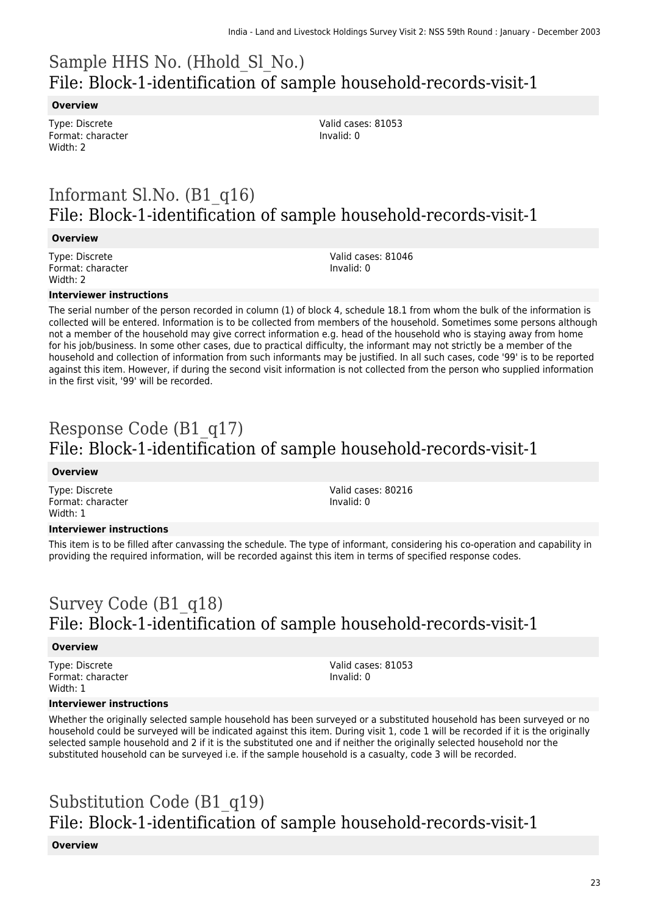# Sample HHS No. (Hhold_Sl_No.)
## File: Block-1-identification of sample household-records-visit-1

**Overview**

Type: Discrete
Format: character
Width: 2

Valid cases: 81053
Invalid: 0

# Informant Sl.No. (B1_q16)
## File: Block-1-identification of sample household-records-visit-1

**Overview**

Type: Discrete
Format: character
Width: 2

Valid cases: 81046
Invalid: 0

**Interviewer instructions**

The serial number of the person recorded in column (1) of block 4, schedule 18.1 from whom the bulk of the information is collected will be entered. Information is to be collected from members of the household. Sometimes some persons although not a member of the household may give correct information e.g. head of the household who is staying away from home for his job/business. In some other cases, due to practical difficulty, the informant may not strictly be a member of the household and collection of information from such informants may be justified. In all such cases, code '99' is to be reported against this item. However, if during the second visit information is not collected from the person who supplied information in the first visit, '99' will be recorded.

# Response Code (B1_q17)
## File: Block-1-identification of sample household-records-visit-1

**Overview**

Type: Discrete
Format: character
Width: 1

Valid cases: 80216
Invalid: 0

**Interviewer instructions**

This item is to be filled after canvassing the schedule. The type of informant, considering his co-operation and capability in providing the required information, will be recorded against this item in terms of specified response codes.

# Survey Code (B1_q18)
## File: Block-1-identification of sample household-records-visit-1

**Overview**

Type: Discrete
Format: character
Width: 1

Valid cases: 81053
Invalid: 0

**Interviewer instructions**

Whether the originally selected sample household has been surveyed or a substituted household has been surveyed or no household could be surveyed will be indicated against this item. During visit 1, code 1 will be recorded if it is the originally selected sample household and 2 if it is the substituted one and if neither the originally selected household nor the substituted household can be surveyed i.e. if the sample household is a casualty, code 3 will be recorded.

# Substitution Code (B1_q19)
## File: Block-1-identification of sample household-records-visit-1

**Overview**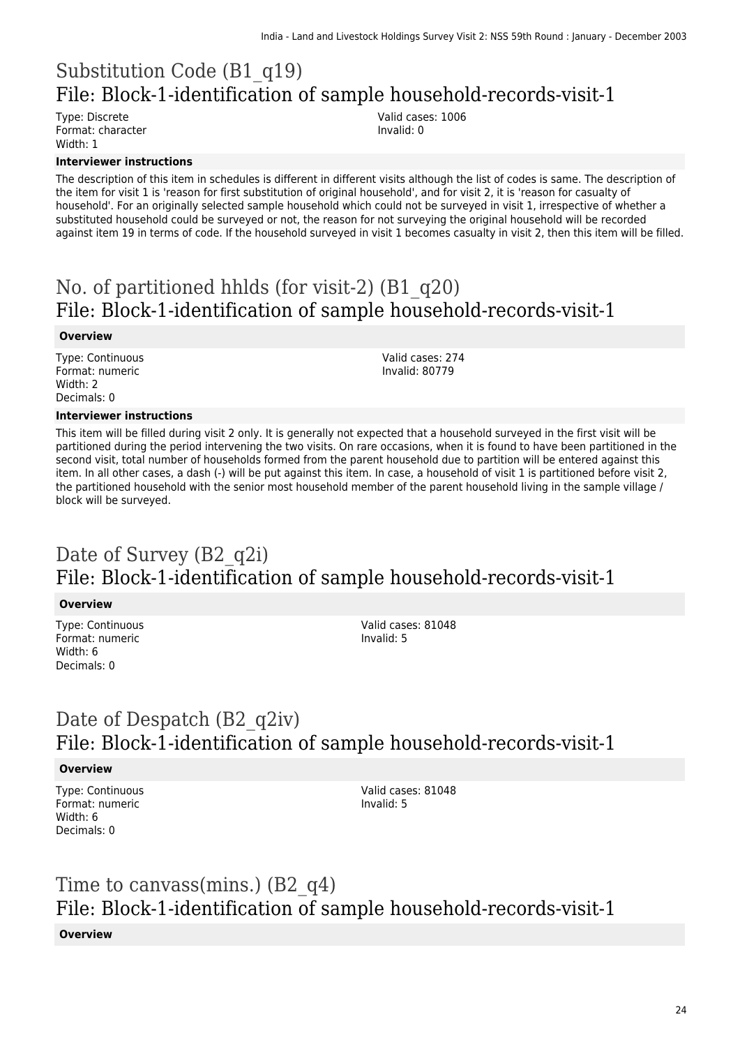## Substitution Code (B1_q19)
## File: Block-1-identification of sample household-records-visit-1

Type: Discrete
Format: character
Width: 1

Valid cases: 1006
Invalid: 0

**Interviewer instructions**

The description of this item in schedules is different in different visits although the list of codes is same. The description of the item for visit 1 is 'reason for first substitution of original household', and for visit 2, it is 'reason for casualty of household'. For an originally selected sample household which could not be surveyed in visit 1, irrespective of whether a substituted household could be surveyed or not, the reason for not surveying the original household will be recorded against item 19 in terms of code. If the household surveyed in visit 1 becomes casualty in visit 2, then this item will be filled.

## No. of partitioned hhlds (for visit-2) (B1_q20)
## File: Block-1-identification of sample household-records-visit-1

**Overview**

Type: Continuous
Format: numeric
Width: 2
Decimals: 0

Valid cases: 274
Invalid: 80779

**Interviewer instructions**

This item will be filled during visit 2 only. It is generally not expected that a household surveyed in the first visit will be partitioned during the period intervening the two visits. On rare occasions, when it is found to have been partitioned in the second visit, total number of households formed from the parent household due to partition will be entered against this item. In all other cases, a dash (-) will be put against this item. In case, a household of visit 1 is partitioned before visit 2, the partitioned household with the senior most household member of the parent household living in the sample village / block will be surveyed.

## Date of Survey (B2_q2i)
## File: Block-1-identification of sample household-records-visit-1

**Overview**

Type: Continuous
Format: numeric
Width: 6
Decimals: 0

Valid cases: 81048
Invalid: 5

## Date of Despatch (B2_q2iv)
## File: Block-1-identification of sample household-records-visit-1

**Overview**

Type: Continuous
Format: numeric
Width: 6
Decimals: 0

Valid cases: 81048
Invalid: 5

## Time to canvass(mins.) (B2_q4)
## File: Block-1-identification of sample household-records-visit-1

**Overview**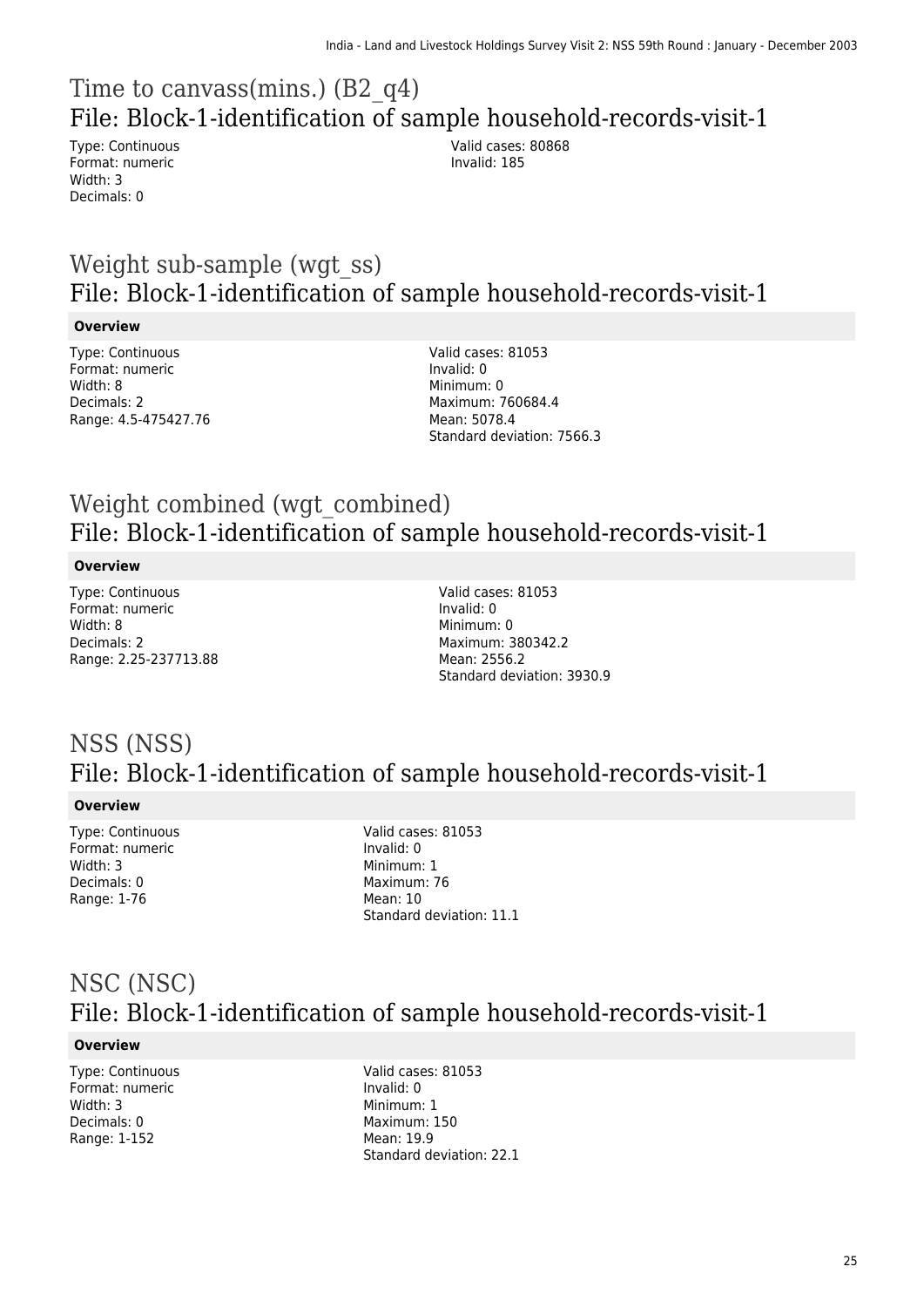## Time to canvass(mins.) (B2_q4)
## File: Block-1-identification of sample household-records-visit-1

Type: Continuous
Format: numeric
Width: 3
Decimals: 0

Valid cases: 80868
Invalid: 185

## Weight sub-sample (wgt_ss)
## File: Block-1-identification of sample household-records-visit-1

**Overview**

Type: Continuous
Format: numeric
Width: 8
Decimals: 2
Range: 4.5-475427.76

Valid cases: 81053
Invalid: 0
Minimum: 0
Maximum: 760684.4
Mean: 5078.4
Standard deviation: 7566.3

## Weight combined (wgt_combined)
## File: Block-1-identification of sample household-records-visit-1

**Overview**

Type: Continuous
Format: numeric
Width: 8
Decimals: 2
Range: 2.25-237713.88

Valid cases: 81053
Invalid: 0
Minimum: 0
Maximum: 380342.2
Mean: 2556.2
Standard deviation: 3930.9

## NSS (NSS)
## File: Block-1-identification of sample household-records-visit-1

**Overview**

Type: Continuous
Format: numeric
Width: 3
Decimals: 0
Range: 1-76

Valid cases: 81053
Invalid: 0
Minimum: 1
Maximum: 76
Mean: 10
Standard deviation: 11.1

## NSC (NSC)
## File: Block-1-identification of sample household-records-visit-1

**Overview**

Type: Continuous
Format: numeric
Width: 3
Decimals: 0
Range: 1-152

Valid cases: 81053
Invalid: 0
Minimum: 1
Maximum: 150
Mean: 19.9
Standard deviation: 22.1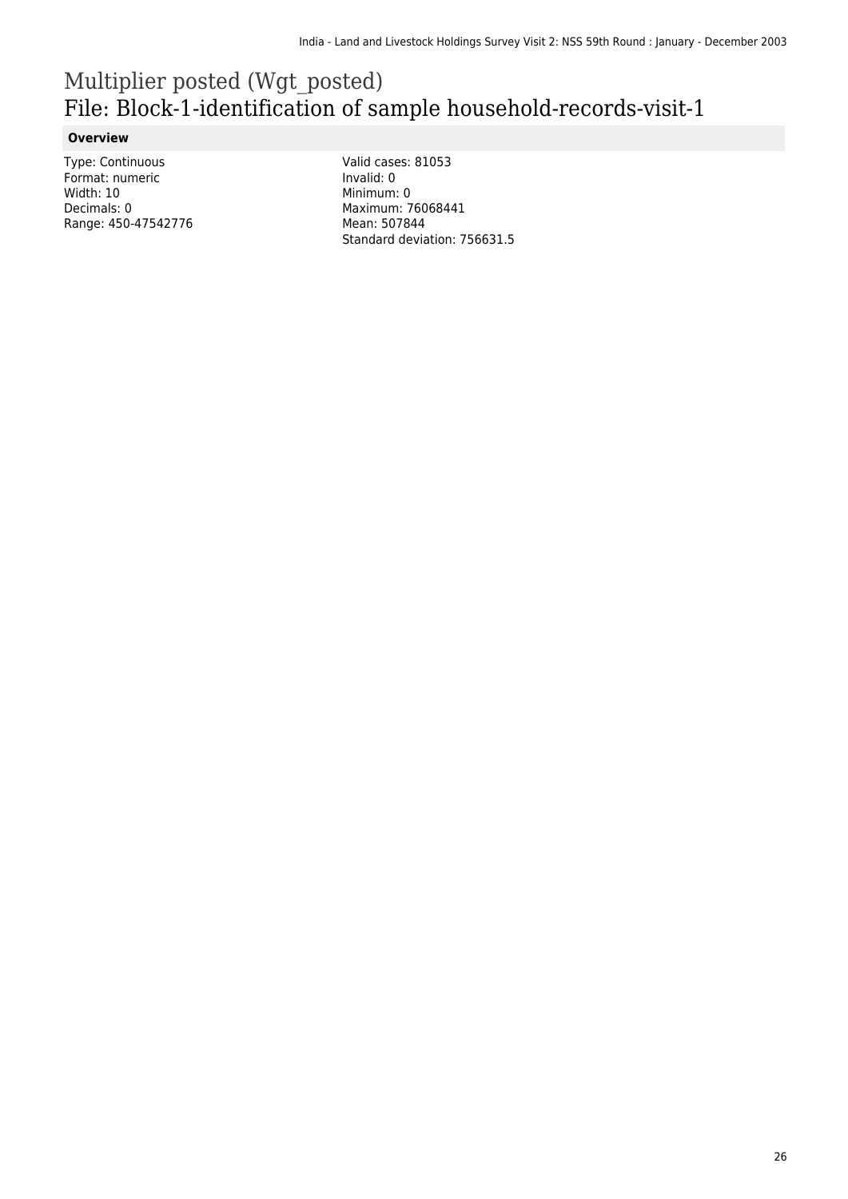# Multiplier posted (Wgt_posted)
## File: Block-1-identification of sample household-records-visit-1

### Overview

Type: Continuous
Format: numeric
Width: 10
Decimals: 0
Range: 450-47542776

Valid cases: 81053
Invalid: 0
Minimum: 0
Maximum: 76068441
Mean: 507844
Standard deviation: 756631.5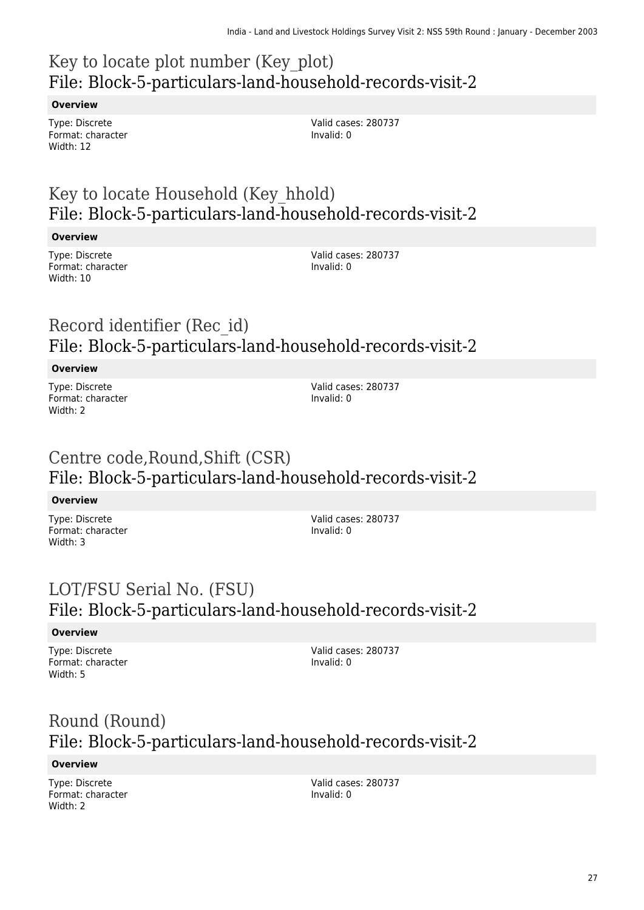# Key to locate plot number (Key_plot)
## File: Block-5-particulars-land-household-records-visit-2

**Overview**

Type: Discrete
Format: character
Width: 12

Valid cases: 280737
Invalid: 0

# Key to locate Household (Key_hhold)
## File: Block-5-particulars-land-household-records-visit-2

**Overview**

Type: Discrete
Format: character
Width: 10

Valid cases: 280737
Invalid: 0

# Record identifier (Rec_id)
## File: Block-5-particulars-land-household-records-visit-2

**Overview**

Type: Discrete
Format: character
Width: 2

Valid cases: 280737
Invalid: 0

# Centre code,Round,Shift (CSR)
## File: Block-5-particulars-land-household-records-visit-2

**Overview**

Type: Discrete
Format: character
Width: 3

Valid cases: 280737
Invalid: 0

# LOT/FSU Serial No. (FSU)
## File: Block-5-particulars-land-household-records-visit-2

**Overview**

Type: Discrete
Format: character
Width: 5

Valid cases: 280737
Invalid: 0

# Round (Round)
## File: Block-5-particulars-land-household-records-visit-2

**Overview**

Type: Discrete
Format: character
Width: 2

Valid cases: 280737
Invalid: 0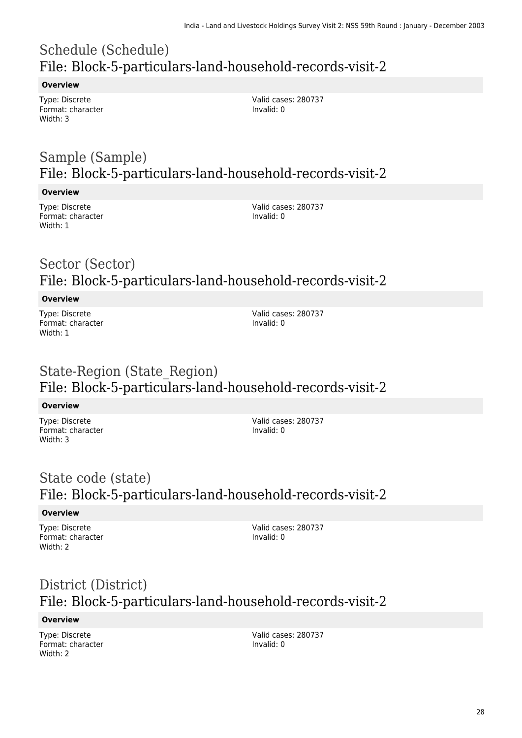## Schedule (Schedule)
## File: Block-5-particulars-land-household-records-visit-2

**Overview**

Type: Discrete
Format: character
Width: 3

Valid cases: 280737
Invalid: 0

## Sample (Sample)
## File: Block-5-particulars-land-household-records-visit-2

**Overview**

Type: Discrete
Format: character
Width: 1

Valid cases: 280737
Invalid: 0

## Sector (Sector)
## File: Block-5-particulars-land-household-records-visit-2

**Overview**

Type: Discrete
Format: character
Width: 1

Valid cases: 280737
Invalid: 0

## State-Region (State_Region)
## File: Block-5-particulars-land-household-records-visit-2

**Overview**

Type: Discrete
Format: character
Width: 3

Valid cases: 280737
Invalid: 0

## State code (state)
## File: Block-5-particulars-land-household-records-visit-2

**Overview**

Type: Discrete
Format: character
Width: 2

Valid cases: 280737
Invalid: 0

## District (District)
## File: Block-5-particulars-land-household-records-visit-2

**Overview**

Type: Discrete
Format: character
Width: 2

Valid cases: 280737
Invalid: 0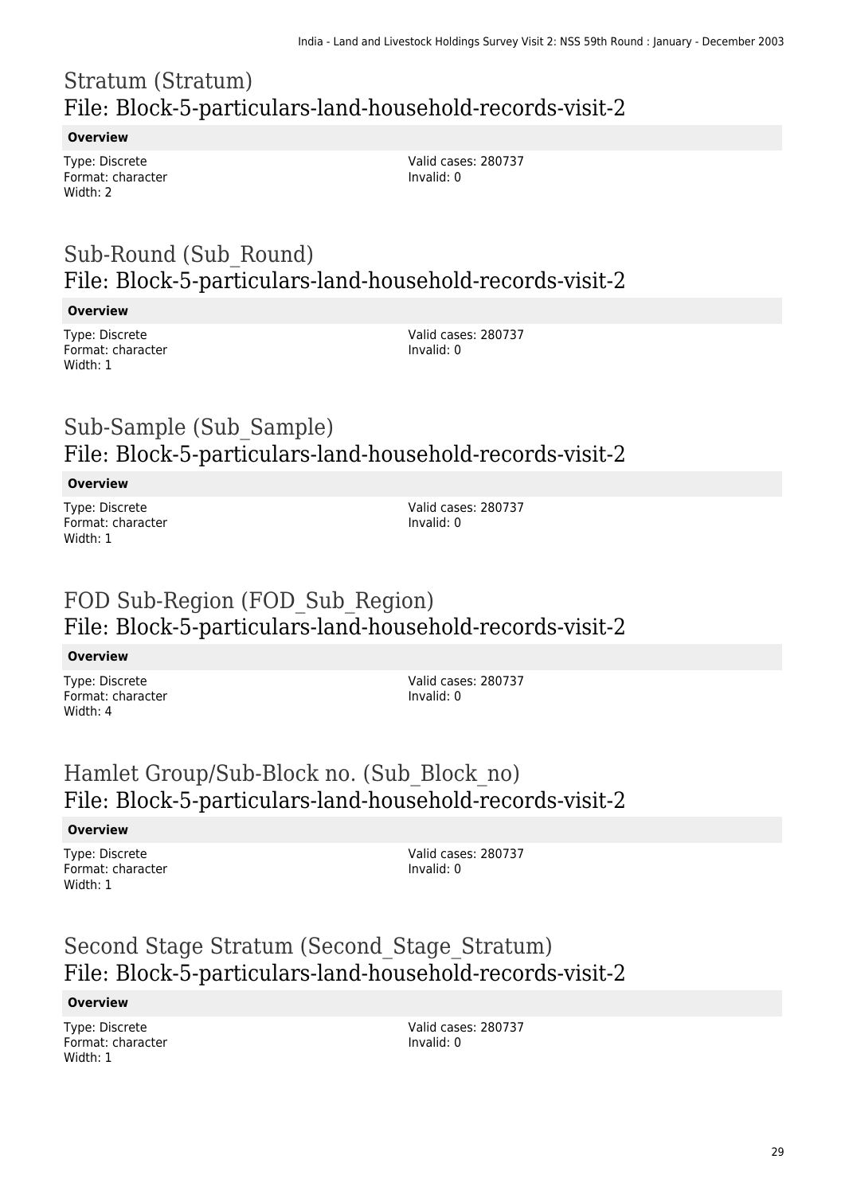## Stratum (Stratum)
## File: Block-5-particulars-land-household-records-visit-2

**Overview**

Type: Discrete
Format: character
Width: 2

Valid cases: 280737
Invalid: 0

## Sub-Round (Sub_Round)
## File: Block-5-particulars-land-household-records-visit-2

**Overview**

Type: Discrete
Format: character
Width: 1

Valid cases: 280737
Invalid: 0

## Sub-Sample (Sub_Sample)
## File: Block-5-particulars-land-household-records-visit-2

**Overview**

Type: Discrete
Format: character
Width: 1

Valid cases: 280737
Invalid: 0

## FOD Sub-Region (FOD_Sub_Region)
## File: Block-5-particulars-land-household-records-visit-2

**Overview**

Type: Discrete
Format: character
Width: 4

Valid cases: 280737
Invalid: 0

## Hamlet Group/Sub-Block no. (Sub_Block_no)
## File: Block-5-particulars-land-household-records-visit-2

**Overview**

Type: Discrete
Format: character
Width: 1

Valid cases: 280737
Invalid: 0

## Second Stage Stratum (Second_Stage_Stratum)
## File: Block-5-particulars-land-household-records-visit-2

**Overview**

Type: Discrete
Format: character
Width: 1

Valid cases: 280737
Invalid: 0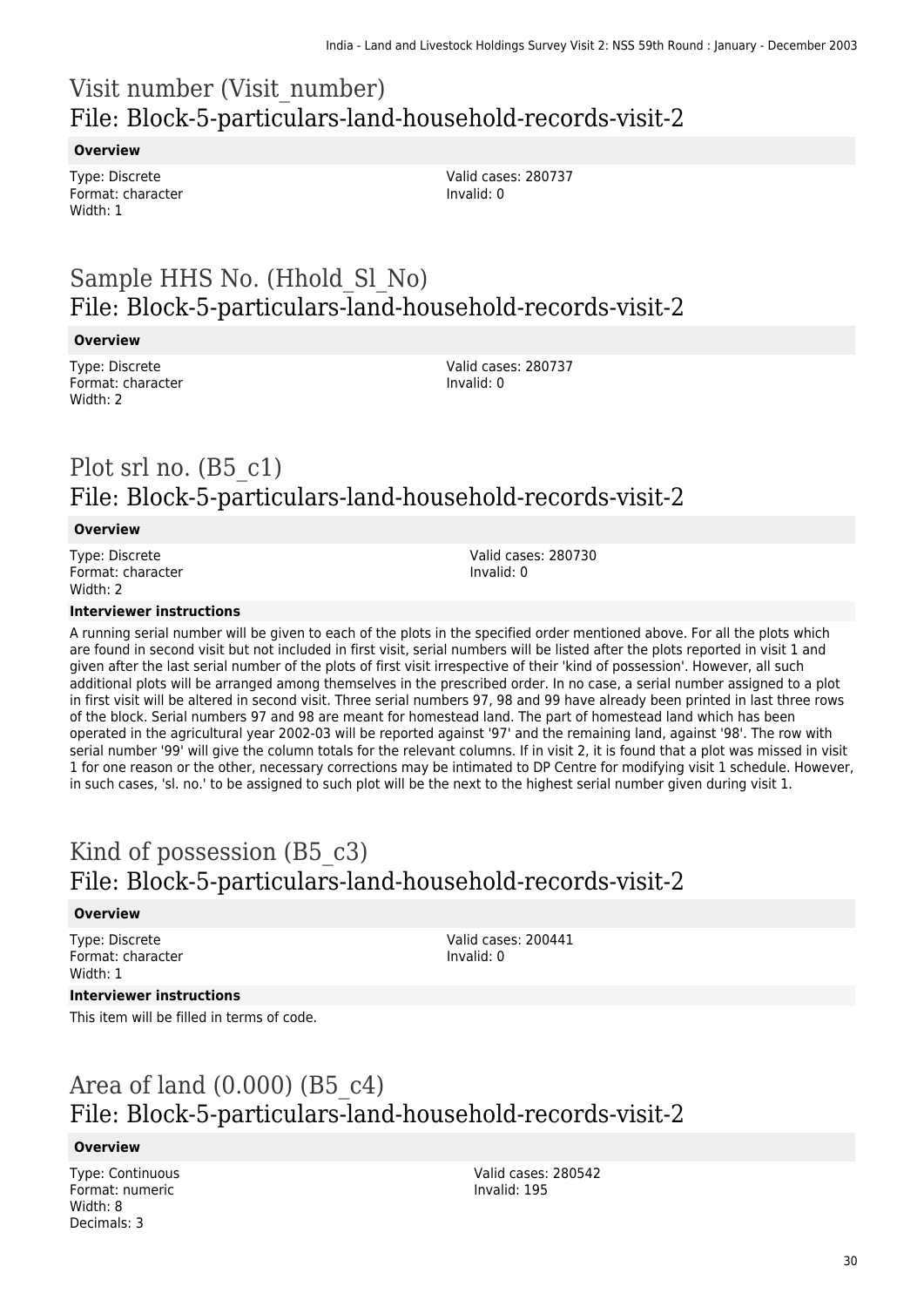# Visit number (Visit_number)
## File: Block-5-particulars-land-household-records-visit-2

### Overview

Type: Discrete
Format: character
Width: 1

Valid cases: 280737
Invalid: 0

# Sample HHS No. (Hhold_Sl_No)
## File: Block-5-particulars-land-household-records-visit-2

### Overview

Type: Discrete
Format: character
Width: 2

Valid cases: 280737
Invalid: 0

# Plot srl no. (B5_c1)
## File: Block-5-particulars-land-household-records-visit-2

### Overview

Type: Discrete
Format: character
Width: 2

Valid cases: 280730
Invalid: 0

### Interviewer instructions

A running serial number will be given to each of the plots in the specified order mentioned above. For all the plots which are found in second visit but not included in first visit, serial numbers will be listed after the plots reported in visit 1 and given after the last serial number of the plots of first visit irrespective of their 'kind of possession'. However, all such additional plots will be arranged among themselves in the prescribed order. In no case, a serial number assigned to a plot in first visit will be altered in second visit. Three serial numbers 97, 98 and 99 have already been printed in last three rows of the block. Serial numbers 97 and 98 are meant for homestead land. The part of homestead land which has been operated in the agricultural year 2002-03 will be reported against '97' and the remaining land, against '98'. The row with serial number '99' will give the column totals for the relevant columns. If in visit 2, it is found that a plot was missed in visit 1 for one reason or the other, necessary corrections may be intimated to DP Centre for modifying visit 1 schedule. However, in such cases, 'sl. no.' to be assigned to such plot will be the next to the highest serial number given during visit 1.

# Kind of possession (B5_c3)
## File: Block-5-particulars-land-household-records-visit-2

### Overview

Type: Discrete
Format: character
Width: 1

Valid cases: 200441
Invalid: 0

### Interviewer instructions

This item will be filled in terms of code.

# Area of land (0.000) (B5_c4)
## File: Block-5-particulars-land-household-records-visit-2

### Overview

Type: Continuous
Format: numeric
Width: 8
Decimals: 3

Valid cases: 280542
Invalid: 195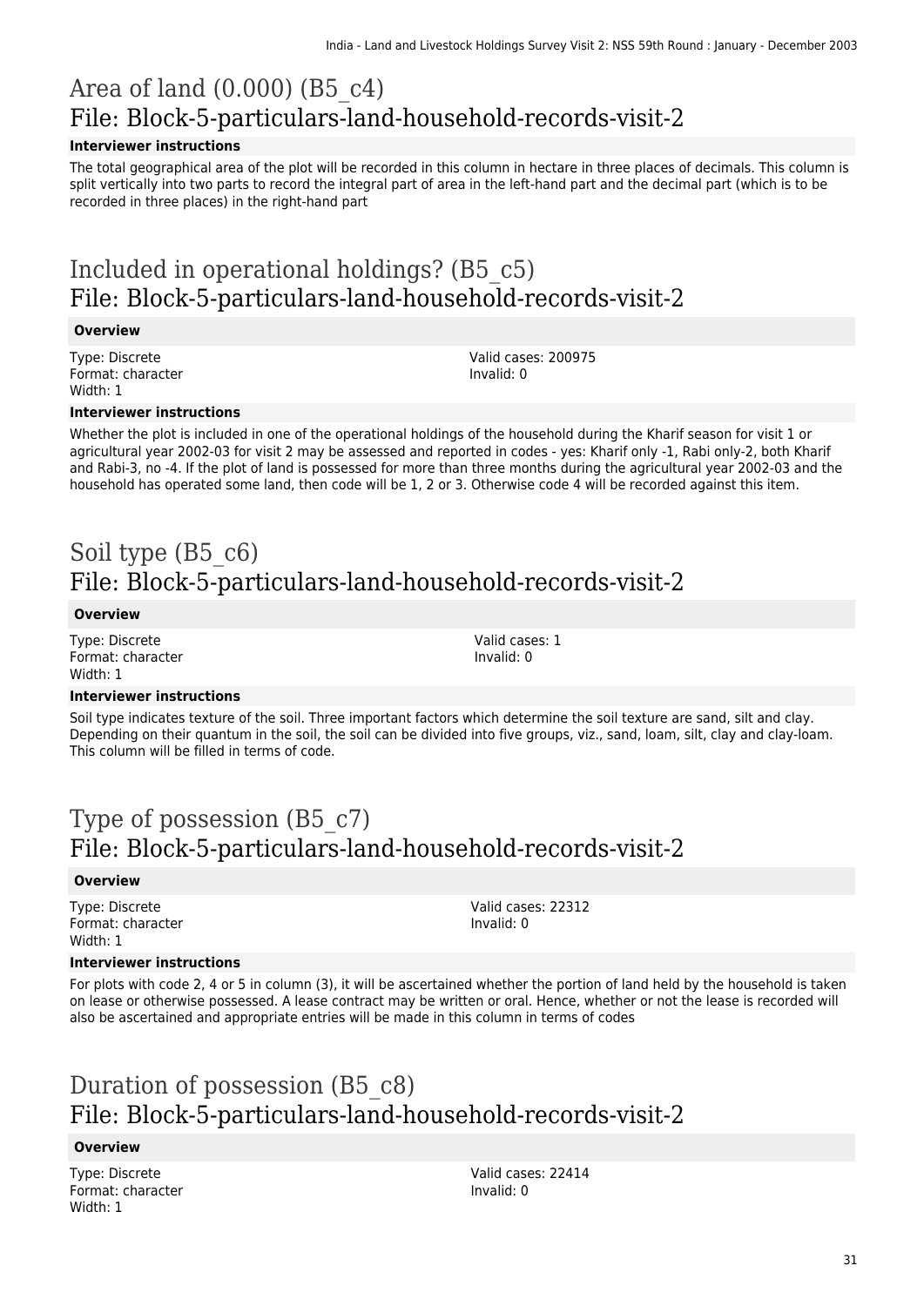# Area of land (0.000) (B5_c4)
## File: Block-5-particulars-land-household-records-visit-2

**Interviewer instructions**

The total geographical area of the plot will be recorded in this column in hectare in three places of decimals. This column is split vertically into two parts to record the integral part of area in the left-hand part and the decimal part (which is to be recorded in three places) in the right-hand part

# Included in operational holdings? (B5_c5)
## File: Block-5-particulars-land-household-records-visit-2

**Overview**

Type: Discrete
Format: character
Width: 1

Valid cases: 200975
Invalid: 0

**Interviewer instructions**

Whether the plot is included in one of the operational holdings of the household during the Kharif season for visit 1 or agricultural year 2002-03 for visit 2 may be assessed and reported in codes - yes: Kharif only -1, Rabi only-2, both Kharif and Rabi-3, no -4. If the plot of land is possessed for more than three months during the agricultural year 2002-03 and the household has operated some land, then code will be 1, 2 or 3. Otherwise code 4 will be recorded against this item.

# Soil type (B5_c6)
## File: Block-5-particulars-land-household-records-visit-2

**Overview**

Type: Discrete
Format: character
Width: 1

Valid cases: 1
Invalid: 0

**Interviewer instructions**

Soil type indicates texture of the soil. Three important factors which determine the soil texture are sand, silt and clay. Depending on their quantum in the soil, the soil can be divided into five groups, viz., sand, loam, silt, clay and clay-loam. This column will be filled in terms of code.

# Type of possession (B5_c7)
## File: Block-5-particulars-land-household-records-visit-2

**Overview**

Type: Discrete
Format: character
Width: 1

Valid cases: 22312
Invalid: 0

**Interviewer instructions**

For plots with code 2, 4 or 5 in column (3), it will be ascertained whether the portion of land held by the household is taken on lease or otherwise possessed. A lease contract may be written or oral. Hence, whether or not the lease is recorded will also be ascertained and appropriate entries will be made in this column in terms of codes

# Duration of possession (B5_c8)
## File: Block-5-particulars-land-household-records-visit-2

**Overview**

Type: Discrete
Format: character
Width: 1

Valid cases: 22414
Invalid: 0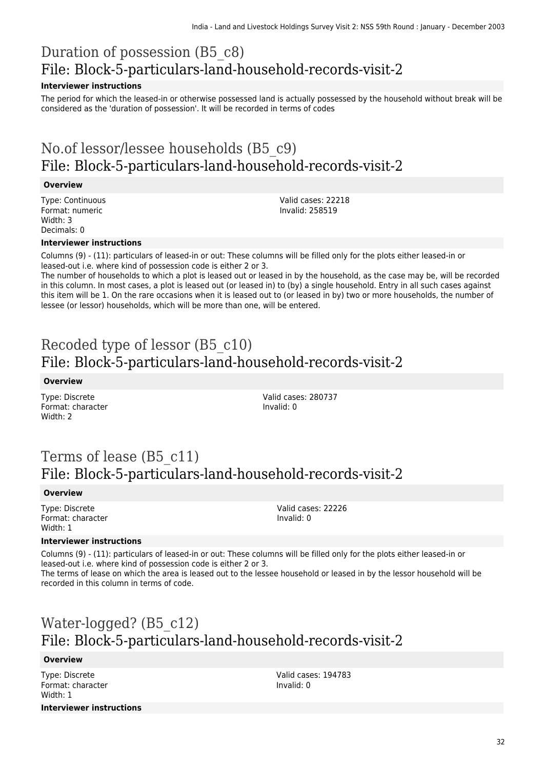# Duration of possession (B5_c8)
## File: Block-5-particulars-land-household-records-visit-2

**Interviewer instructions**

The period for which the leased-in or otherwise possessed land is actually possessed by the household without break will be considered as the 'duration of possession'. It will be recorded in terms of codes

# No.of lessor/lessee households (B5_c9)
## File: Block-5-particulars-land-household-records-visit-2

**Overview**

Type: Continuous
Format: numeric
Width: 3
Decimals: 0

Valid cases: 22218
Invalid: 258519

**Interviewer instructions**

Columns (9) - (11): particulars of leased-in or out: These columns will be filled only for the plots either leased-in or leased-out i.e. where kind of possession code is either 2 or 3.
The number of households to which a plot is leased out or leased in by the household, as the case may be, will be recorded in this column. In most cases, a plot is leased out (or leased in) to (by) a single household. Entry in all such cases against this item will be 1. On the rare occasions when it is leased out to (or leased in by) two or more households, the number of lessee (or lessor) households, which will be more than one, will be entered.

# Recoded type of lessor (B5_c10)
## File: Block-5-particulars-land-household-records-visit-2

**Overview**

Type: Discrete
Format: character
Width: 2

Valid cases: 280737
Invalid: 0

# Terms of lease (B5_c11)
## File: Block-5-particulars-land-household-records-visit-2

**Overview**

Type: Discrete
Format: character
Width: 1

Valid cases: 22226
Invalid: 0

**Interviewer instructions**

Columns (9) - (11): particulars of leased-in or out: These columns will be filled only for the plots either leased-in or leased-out i.e. where kind of possession code is either 2 or 3.
The terms of lease on which the area is leased out to the lessee household or leased in by the lessor household will be recorded in this column in terms of code.

# Water-logged? (B5_c12)
## File: Block-5-particulars-land-household-records-visit-2

**Overview**

Type: Discrete
Format: character
Width: 1

Valid cases: 194783
Invalid: 0

**Interviewer instructions**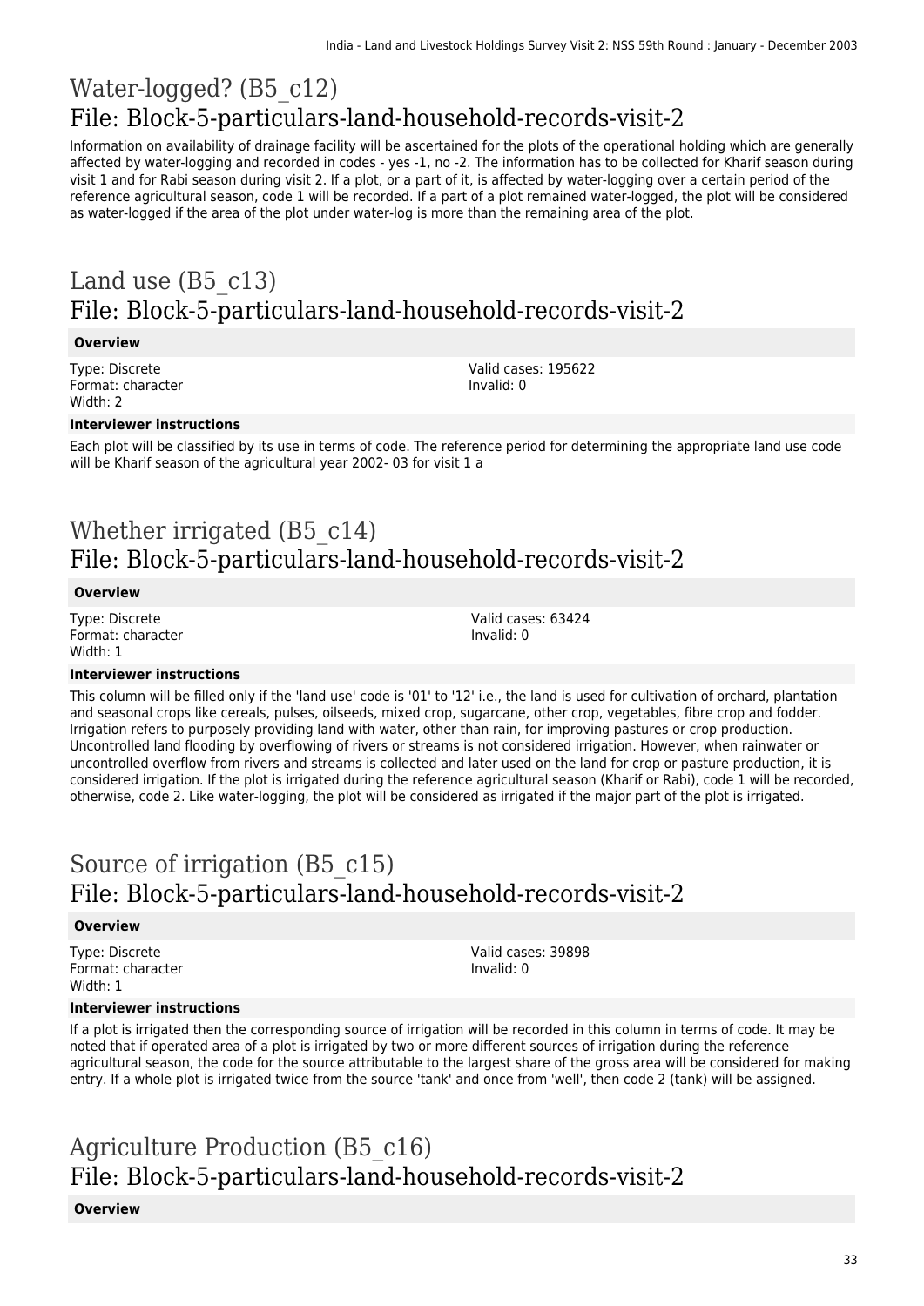# Water-logged? (B5_c12)
## File: Block-5-particulars-land-household-records-visit-2

Information on availability of drainage facility will be ascertained for the plots of the operational holding which are generally affected by water-logging and recorded in codes - yes -1, no -2. The information has to be collected for Kharif season during visit 1 and for Rabi season during visit 2. If a plot, or a part of it, is affected by water-logging over a certain period of the reference agricultural season, code 1 will be recorded. If a part of a plot remained water-logged, the plot will be considered as water-logged if the area of the plot under water-log is more than the remaining area of the plot.

# Land use (B5_c13)
## File: Block-5-particulars-land-household-records-visit-2

**Overview**

Type: Discrete
Format: character
Width: 2

Valid cases: 195622
Invalid: 0

**Interviewer instructions**

Each plot will be classified by its use in terms of code. The reference period for determining the appropriate land use code will be Kharif season of the agricultural year 2002- 03 for visit 1 a

# Whether irrigated (B5_c14)
## File: Block-5-particulars-land-household-records-visit-2

**Overview**

Type: Discrete
Format: character
Width: 1

Valid cases: 63424
Invalid: 0

**Interviewer instructions**

This column will be filled only if the 'land use' code is '01' to '12' i.e., the land is used for cultivation of orchard, plantation and seasonal crops like cereals, pulses, oilseeds, mixed crop, sugarcane, other crop, vegetables, fibre crop and fodder. Irrigation refers to purposely providing land with water, other than rain, for improving pastures or crop production. Uncontrolled land flooding by overflowing of rivers or streams is not considered irrigation. However, when rainwater or uncontrolled overflow from rivers and streams is collected and later used on the land for crop or pasture production, it is considered irrigation. If the plot is irrigated during the reference agricultural season (Kharif or Rabi), code 1 will be recorded, otherwise, code 2. Like water-logging, the plot will be considered as irrigated if the major part of the plot is irrigated.

# Source of irrigation (B5_c15)
## File: Block-5-particulars-land-household-records-visit-2

**Overview**

Type: Discrete
Format: character
Width: 1

Valid cases: 39898
Invalid: 0

**Interviewer instructions**

If a plot is irrigated then the corresponding source of irrigation will be recorded in this column in terms of code. It may be noted that if operated area of a plot is irrigated by two or more different sources of irrigation during the reference agricultural season, the code for the source attributable to the largest share of the gross area will be considered for making entry. If a whole plot is irrigated twice from the source 'tank' and once from 'well', then code 2 (tank) will be assigned.

# Agriculture Production (B5_c16)
## File: Block-5-particulars-land-household-records-visit-2

**Overview**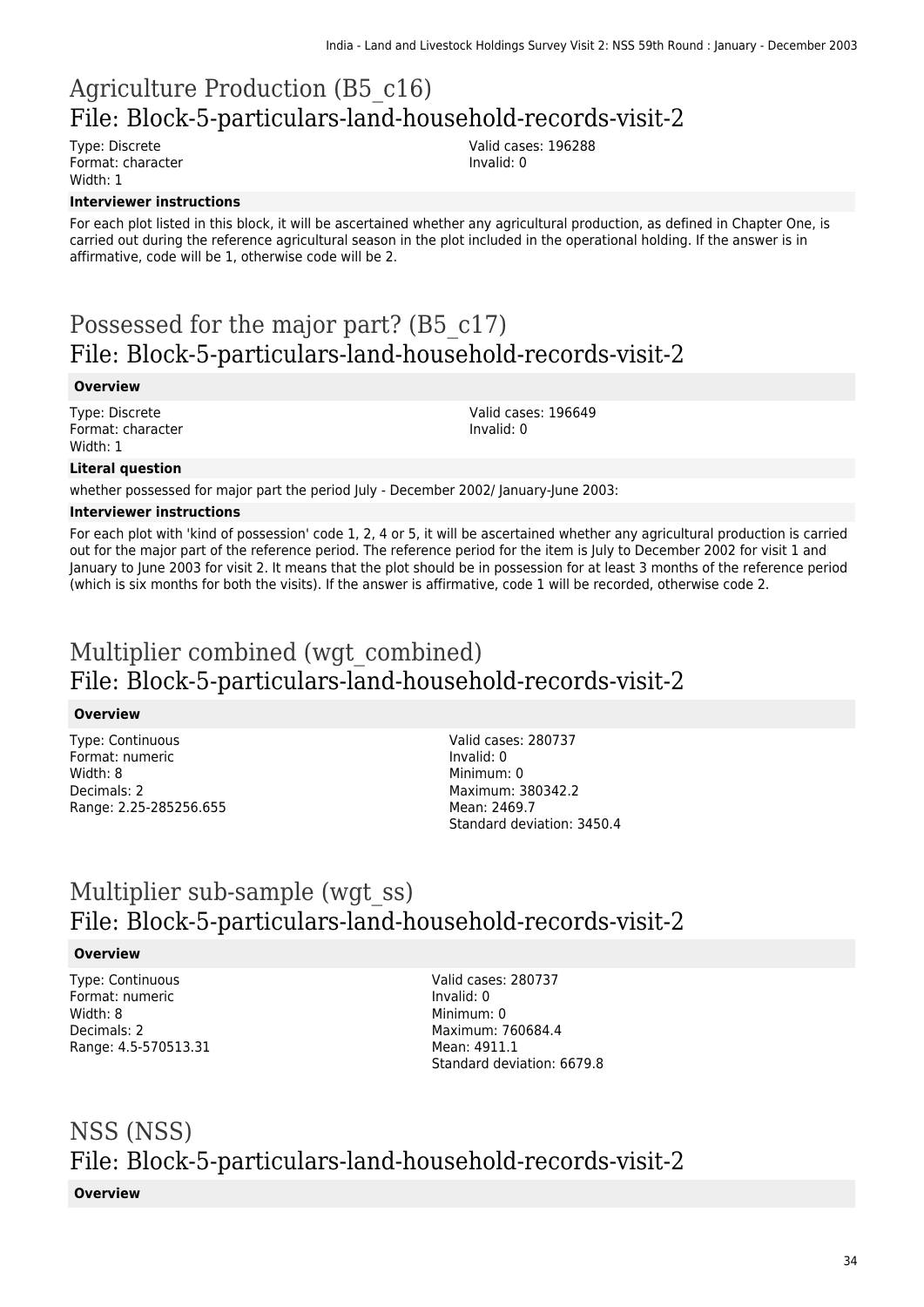# Agriculture Production (B5_c16)
## File: Block-5-particulars-land-household-records-visit-2

Type: Discrete
Format: character
Width: 1

Valid cases: 196288
Invalid: 0

**Interviewer instructions**

For each plot listed in this block, it will be ascertained whether any agricultural production, as defined in Chapter One, is carried out during the reference agricultural season in the plot included in the operational holding. If the answer is in affirmative, code will be 1, otherwise code will be 2.

# Possessed for the major part? (B5_c17)
## File: Block-5-particulars-land-household-records-visit-2

**Overview**

Type: Discrete
Format: character
Width: 1

Valid cases: 196649
Invalid: 0

**Literal question**

whether possessed for major part the period July - December 2002/ January-June 2003:

**Interviewer instructions**

For each plot with 'kind of possession' code 1, 2, 4 or 5, it will be ascertained whether any agricultural production is carried out for the major part of the reference period. The reference period for the item is July to December 2002 for visit 1 and January to June 2003 for visit 2. It means that the plot should be in possession for at least 3 months of the reference period (which is six months for both the visits). If the answer is affirmative, code 1 will be recorded, otherwise code 2.

# Multiplier combined (wgt_combined)
## File: Block-5-particulars-land-household-records-visit-2

**Overview**

Type: Continuous
Format: numeric
Width: 8
Decimals: 2
Range: 2.25-285256.655

Valid cases: 280737
Invalid: 0
Minimum: 0
Maximum: 380342.2
Mean: 2469.7
Standard deviation: 3450.4

# Multiplier sub-sample (wgt_ss)
## File: Block-5-particulars-land-household-records-visit-2

**Overview**

Type: Continuous
Format: numeric
Width: 8
Decimals: 2
Range: 4.5-570513.31

Valid cases: 280737
Invalid: 0
Minimum: 0
Maximum: 760684.4
Mean: 4911.1
Standard deviation: 6679.8

# NSS (NSS)
## File: Block-5-particulars-land-household-records-visit-2

**Overview**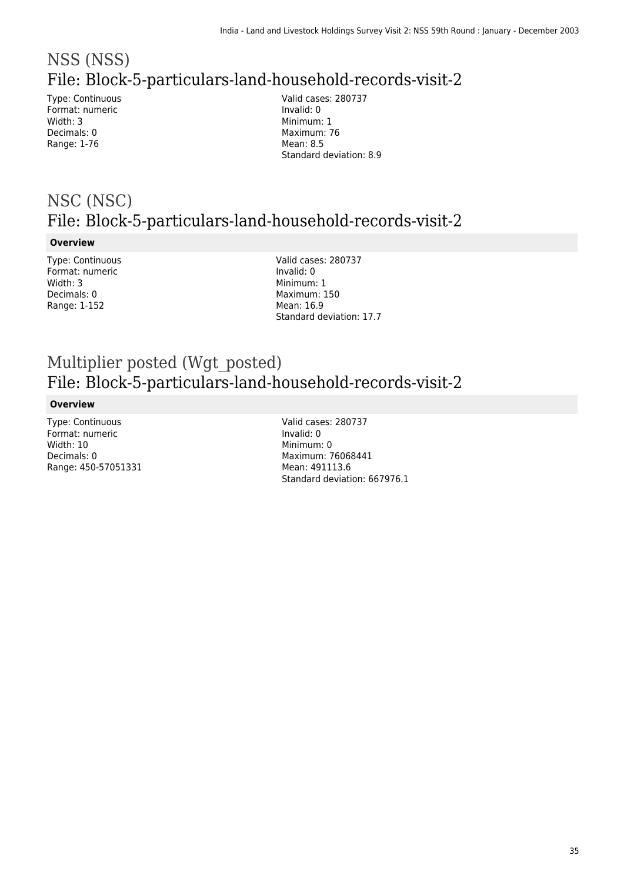# NSS (NSS)

## File: Block-5-particulars-land-household-records-visit-2

Type: Continuous
Format: numeric
Width: 3
Decimals: 0
Range: 1-76

Valid cases: 280737
Invalid: 0
Minimum: 1
Maximum: 76
Mean: 8.5
Standard deviation: 8.9

# NSC (NSC)

## File: Block-5-particulars-land-household-records-visit-2

**Overview**

Type: Continuous
Format: numeric
Width: 3
Decimals: 0
Range: 1-152

Valid cases: 280737
Invalid: 0
Minimum: 1
Maximum: 150
Mean: 16.9
Standard deviation: 17.7

# Multiplier posted (Wgt_posted)

## File: Block-5-particulars-land-household-records-visit-2

**Overview**

Type: Continuous
Format: numeric
Width: 10
Decimals: 0
Range: 450-57051331

Valid cases: 280737
Invalid: 0
Minimum: 0
Maximum: 76068441
Mean: 491113.6
Standard deviation: 667976.1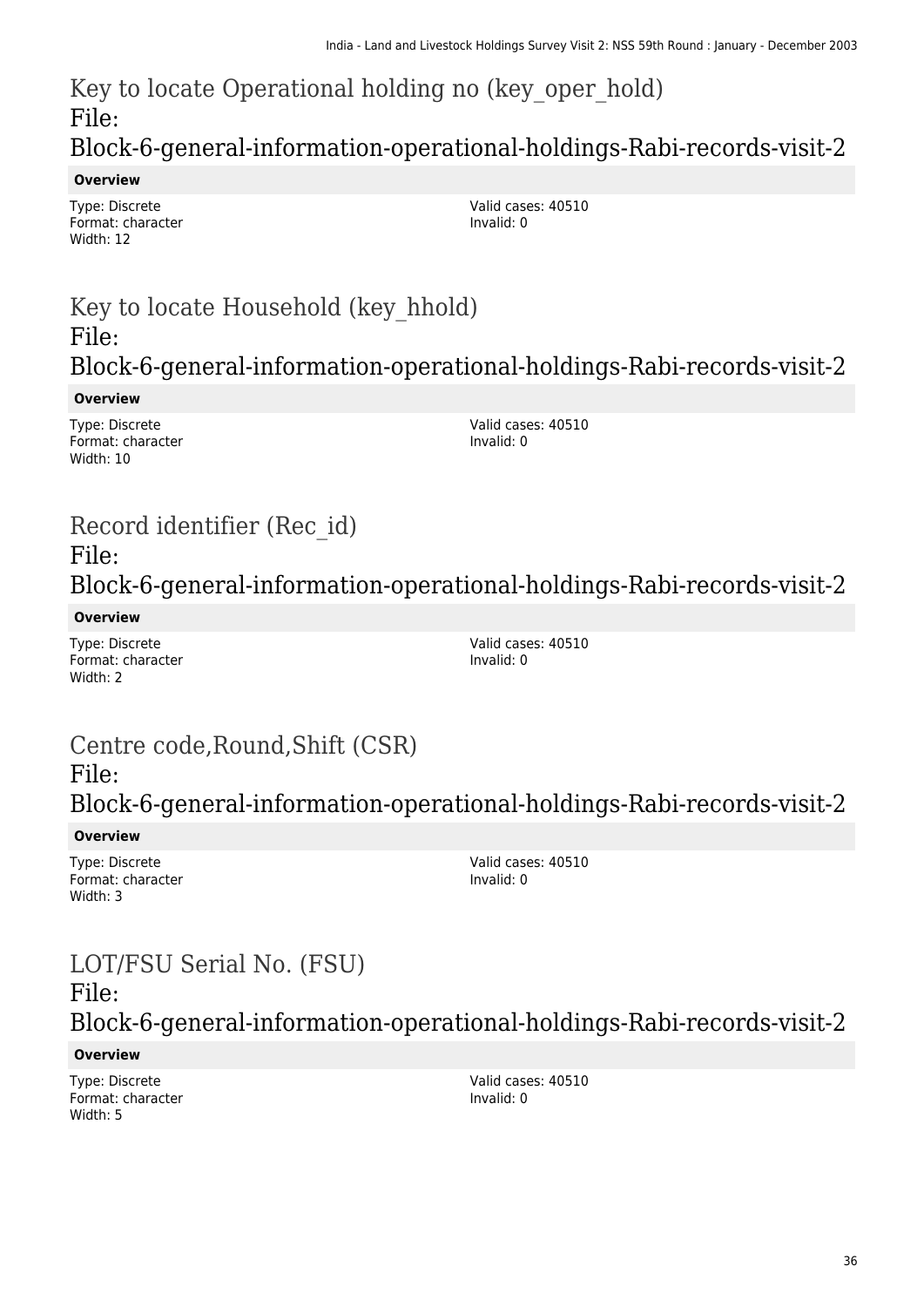## Key to locate Operational holding no (key_oper_hold)
## File: Block-6-general-information-operational-holdings-Rabi-records-visit-2

**Overview**

Type: Discrete
Format: character
Width: 12

Valid cases: 40510
Invalid: 0

## Key to locate Household (key_hhold)
## File: Block-6-general-information-operational-holdings-Rabi-records-visit-2

**Overview**

Type: Discrete
Format: character
Width: 10

Valid cases: 40510
Invalid: 0

## Record identifier (Rec_id)
## File: Block-6-general-information-operational-holdings-Rabi-records-visit-2

**Overview**

Type: Discrete
Format: character
Width: 2

Valid cases: 40510
Invalid: 0

## Centre code,Round,Shift (CSR)
## File: Block-6-general-information-operational-holdings-Rabi-records-visit-2

**Overview**

Type: Discrete
Format: character
Width: 3

Valid cases: 40510
Invalid: 0

## LOT/FSU Serial No. (FSU)
## File: Block-6-general-information-operational-holdings-Rabi-records-visit-2

**Overview**

Type: Discrete
Format: character
Width: 5

Valid cases: 40510
Invalid: 0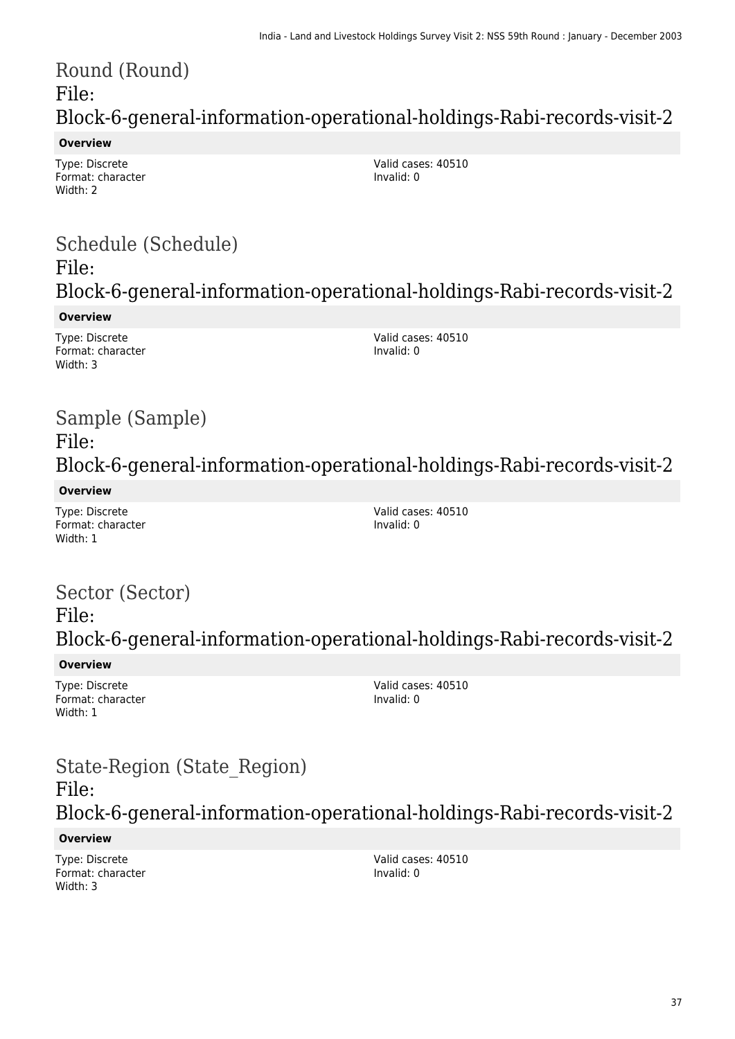## Round (Round)
## File: Block-6-general-information-operational-holdings-Rabi-records-visit-2

**Overview**

Type: Discrete
Format: character
Width: 2

Valid cases: 40510
Invalid: 0

## Schedule (Schedule)
## File: Block-6-general-information-operational-holdings-Rabi-records-visit-2

**Overview**

Type: Discrete
Format: character
Width: 3

Valid cases: 40510
Invalid: 0

## Sample (Sample)
## File: Block-6-general-information-operational-holdings-Rabi-records-visit-2

**Overview**

Type: Discrete
Format: character
Width: 1

Valid cases: 40510
Invalid: 0

## Sector (Sector)
## File: Block-6-general-information-operational-holdings-Rabi-records-visit-2

**Overview**

Type: Discrete
Format: character
Width: 1

Valid cases: 40510
Invalid: 0

## State-Region (State_Region)
## File: Block-6-general-information-operational-holdings-Rabi-records-visit-2

**Overview**

Type: Discrete
Format: character
Width: 3

Valid cases: 40510
Invalid: 0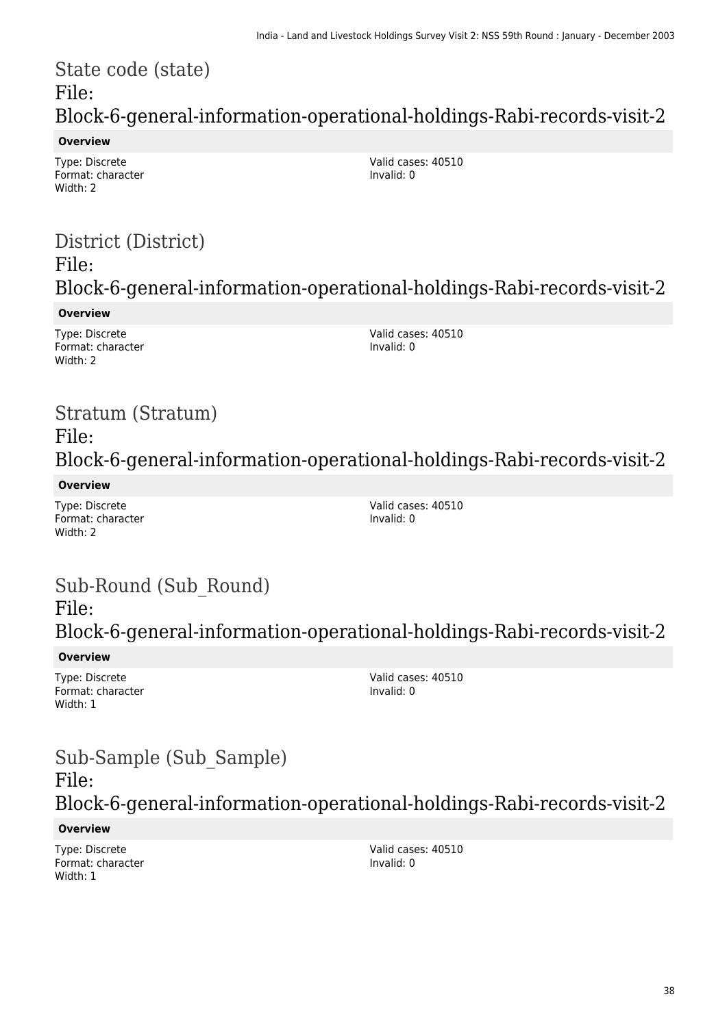## State code (state)
## File: Block-6-general-information-operational-holdings-Rabi-records-visit-2

**Overview**

Type: Discrete
Format: character
Width: 2

Valid cases: 40510
Invalid: 0

## District (District)
## File: Block-6-general-information-operational-holdings-Rabi-records-visit-2

**Overview**

Type: Discrete
Format: character
Width: 2

Valid cases: 40510
Invalid: 0

## Stratum (Stratum)
## File: Block-6-general-information-operational-holdings-Rabi-records-visit-2

**Overview**

Type: Discrete
Format: character
Width: 2

Valid cases: 40510
Invalid: 0

## Sub-Round (Sub_Round)
## File: Block-6-general-information-operational-holdings-Rabi-records-visit-2

**Overview**

Type: Discrete
Format: character
Width: 1

Valid cases: 40510
Invalid: 0

## Sub-Sample (Sub_Sample)
## File: Block-6-general-information-operational-holdings-Rabi-records-visit-2

**Overview**

Type: Discrete
Format: character
Width: 1

Valid cases: 40510
Invalid: 0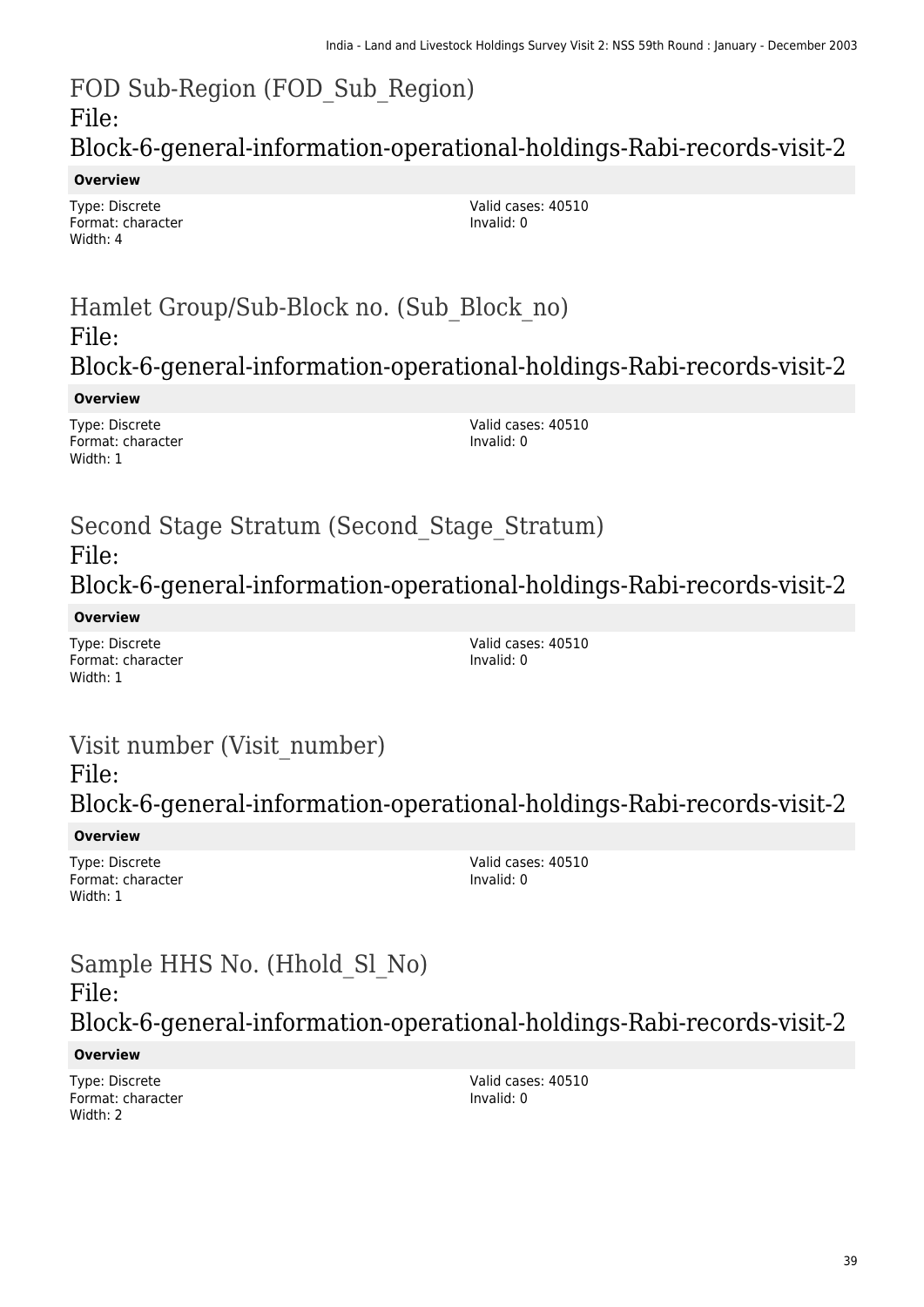# FOD Sub-Region (FOD_Sub_Region)
## File: Block-6-general-information-operational-holdings-Rabi-records-visit-2

**Overview**

Type: Discrete
Format: character
Width: 4

Valid cases: 40510
Invalid: 0

# Hamlet Group/Sub-Block no. (Sub_Block_no)
## File: Block-6-general-information-operational-holdings-Rabi-records-visit-2

**Overview**

Type: Discrete
Format: character
Width: 1

Valid cases: 40510
Invalid: 0

# Second Stage Stratum (Second_Stage_Stratum)
## File: Block-6-general-information-operational-holdings-Rabi-records-visit-2

**Overview**

Type: Discrete
Format: character
Width: 1

Valid cases: 40510
Invalid: 0

# Visit number (Visit_number)
## File: Block-6-general-information-operational-holdings-Rabi-records-visit-2

**Overview**

Type: Discrete
Format: character
Width: 1

Valid cases: 40510
Invalid: 0

# Sample HHS No. (Hhold_Sl_No)
## File: Block-6-general-information-operational-holdings-Rabi-records-visit-2

**Overview**

Type: Discrete
Format: character
Width: 2

Valid cases: 40510
Invalid: 0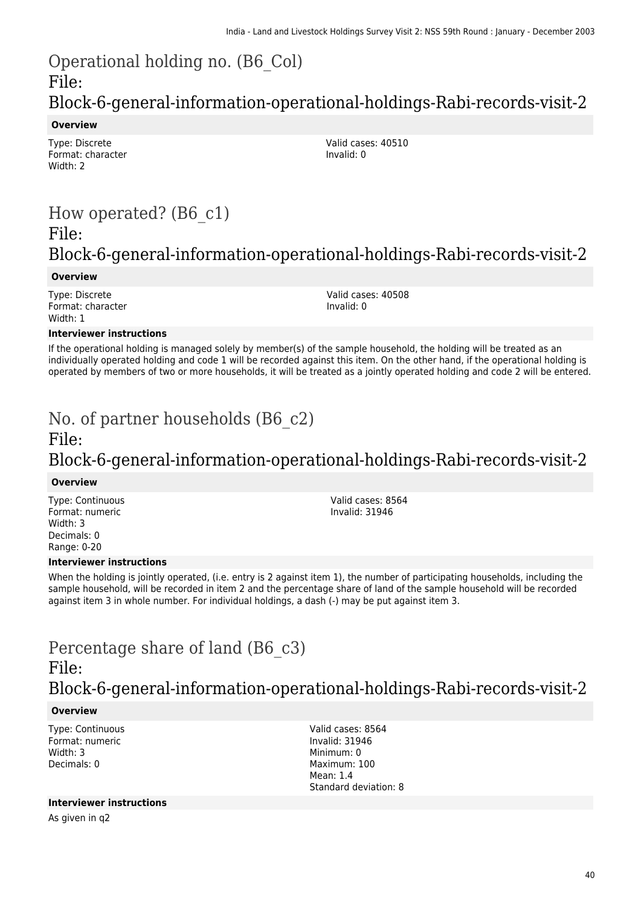## Operational holding no. (B6_Col)
## File: Block-6-general-information-operational-holdings-Rabi-records-visit-2

**Overview**

Type: Discrete
Format: character
Width: 2

Valid cases: 40510
Invalid: 0

## How operated? (B6_c1)
## File: Block-6-general-information-operational-holdings-Rabi-records-visit-2

**Overview**

Type: Discrete
Format: character
Width: 1

Valid cases: 40508
Invalid: 0

**Interviewer instructions**

If the operational holding is managed solely by member(s) of the sample household, the holding will be treated as an individually operated holding and code 1 will be recorded against this item. On the other hand, if the operational holding is operated by members of two or more households, it will be treated as a jointly operated holding and code 2 will be entered.

## No. of partner households (B6_c2)
## File: Block-6-general-information-operational-holdings-Rabi-records-visit-2

**Overview**

Type: Continuous
Format: numeric
Width: 3
Decimals: 0
Range: 0-20

Valid cases: 8564
Invalid: 31946

**Interviewer instructions**

When the holding is jointly operated, (i.e. entry is 2 against item 1), the number of participating households, including the sample household, will be recorded in item 2 and the percentage share of land of the sample household will be recorded against item 3 in whole number. For individual holdings, a dash (-) may be put against item 3.

## Percentage share of land (B6_c3)
## File: Block-6-general-information-operational-holdings-Rabi-records-visit-2

**Overview**

Type: Continuous
Format: numeric
Width: 3
Decimals: 0

Valid cases: 8564
Invalid: 31946
Minimum: 0
Maximum: 100
Mean: 1.4
Standard deviation: 8

**Interviewer instructions**

As given in q2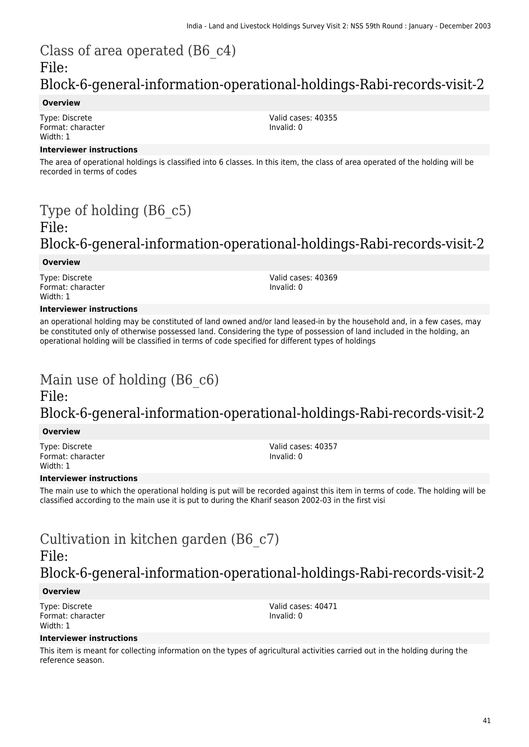## Class of area operated (B6_c4)
## File: Block-6-general-information-operational-holdings-Rabi-records-visit-2

**Overview**

Type: Discrete
Format: character
Width: 1

Valid cases: 40355
Invalid: 0

**Interviewer instructions**

The area of operational holdings is classified into 6 classes. In this item, the class of area operated of the holding will be recorded in terms of codes

## Type of holding (B6_c5)
## File: Block-6-general-information-operational-holdings-Rabi-records-visit-2

**Overview**

Type: Discrete
Format: character
Width: 1

Valid cases: 40369
Invalid: 0

**Interviewer instructions**

an operational holding may be constituted of land owned and/or land leased-in by the household and, in a few cases, may be constituted only of otherwise possessed land. Considering the type of possession of land included in the holding, an operational holding will be classified in terms of code specified for different types of holdings

## Main use of holding (B6_c6)
## File: Block-6-general-information-operational-holdings-Rabi-records-visit-2

**Overview**

Type: Discrete
Format: character
Width: 1

Valid cases: 40357
Invalid: 0

**Interviewer instructions**

The main use to which the operational holding is put will be recorded against this item in terms of code. The holding will be classified according to the main use it is put to during the Kharif season 2002-03 in the first visi

## Cultivation in kitchen garden (B6_c7)
## File: Block-6-general-information-operational-holdings-Rabi-records-visit-2

**Overview**

Type: Discrete
Format: character
Width: 1

Valid cases: 40471
Invalid: 0

**Interviewer instructions**

This item is meant for collecting information on the types of agricultural activities carried out in the holding during the reference season.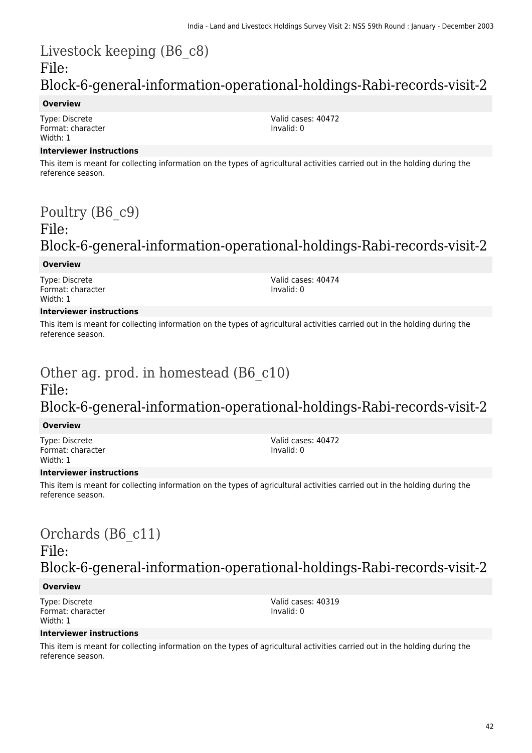# Livestock keeping (B6_c8)
# File: Block-6-general-information-operational-holdings-Rabi-records-visit-2

**Overview**

Type: Discrete
Format: character
Width: 1

Valid cases: 40472
Invalid: 0

**Interviewer instructions**

This item is meant for collecting information on the types of agricultural activities carried out in the holding during the reference season.

# Poultry (B6_c9)
# File: Block-6-general-information-operational-holdings-Rabi-records-visit-2

**Overview**

Type: Discrete
Format: character
Width: 1

Valid cases: 40474
Invalid: 0

**Interviewer instructions**

This item is meant for collecting information on the types of agricultural activities carried out in the holding during the reference season.

# Other ag. prod. in homestead (B6_c10)
# File: Block-6-general-information-operational-holdings-Rabi-records-visit-2

**Overview**

Type: Discrete
Format: character
Width: 1

Valid cases: 40472
Invalid: 0

**Interviewer instructions**

This item is meant for collecting information on the types of agricultural activities carried out in the holding during the reference season.

# Orchards (B6_c11)
# File: Block-6-general-information-operational-holdings-Rabi-records-visit-2

**Overview**

Type: Discrete
Format: character
Width: 1

Valid cases: 40319
Invalid: 0

**Interviewer instructions**

This item is meant for collecting information on the types of agricultural activities carried out in the holding during the reference season.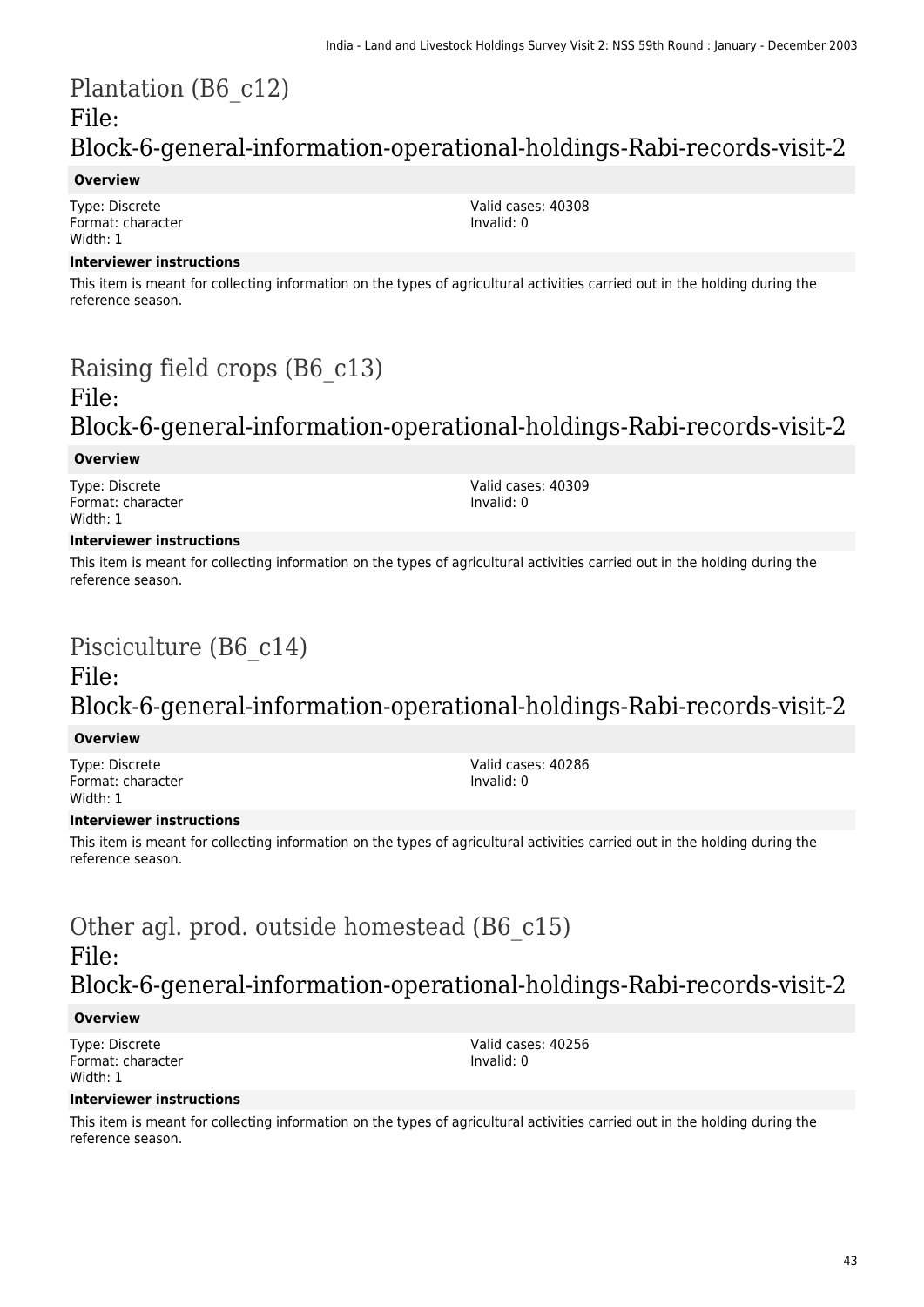# Plantation (B6_c12)
## File: Block-6-general-information-operational-holdings-Rabi-records-visit-2

**Overview**

Type: Discrete
Format: character
Width: 1

Valid cases: 40308
Invalid: 0

**Interviewer instructions**

This item is meant for collecting information on the types of agricultural activities carried out in the holding during the reference season.

# Raising field crops (B6_c13)
## File: Block-6-general-information-operational-holdings-Rabi-records-visit-2

**Overview**

Type: Discrete
Format: character
Width: 1

Valid cases: 40309
Invalid: 0

**Interviewer instructions**

This item is meant for collecting information on the types of agricultural activities carried out in the holding during the reference season.

# Pisciculture (B6_c14)
## File: Block-6-general-information-operational-holdings-Rabi-records-visit-2

**Overview**

Type: Discrete
Format: character
Width: 1

Valid cases: 40286
Invalid: 0

**Interviewer instructions**

This item is meant for collecting information on the types of agricultural activities carried out in the holding during the reference season.

# Other agl. prod. outside homestead (B6_c15)
## File: Block-6-general-information-operational-holdings-Rabi-records-visit-2

**Overview**

Type: Discrete
Format: character
Width: 1

Valid cases: 40256
Invalid: 0

**Interviewer instructions**

This item is meant for collecting information on the types of agricultural activities carried out in the holding during the reference season.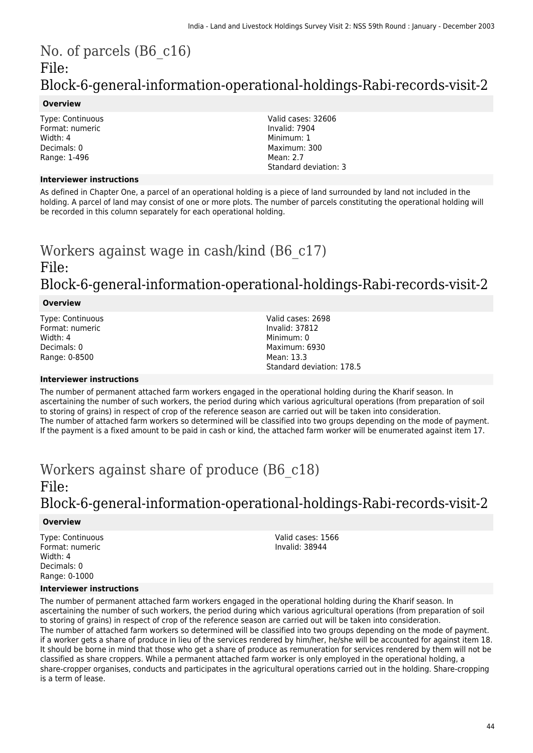# No. of parcels (B6_c16)

## File: Block-6-general-information-operational-holdings-Rabi-records-visit-2

### Overview

Type: Continuous
Format: numeric
Width: 4
Decimals: 0
Range: 1-496

Valid cases: 32606
Invalid: 7904
Minimum: 1
Maximum: 300
Mean: 2.7
Standard deviation: 3

### Interviewer instructions

As defined in Chapter One, a parcel of an operational holding is a piece of land surrounded by land not included in the holding. A parcel of land may consist of one or more plots. The number of parcels constituting the operational holding will be recorded in this column separately for each operational holding.

# Workers against wage in cash/kind (B6_c17)

## File: Block-6-general-information-operational-holdings-Rabi-records-visit-2

### Overview

Type: Continuous
Format: numeric
Width: 4
Decimals: 0
Range: 0-8500

Valid cases: 2698
Invalid: 37812
Minimum: 0
Maximum: 6930
Mean: 13.3
Standard deviation: 178.5

### Interviewer instructions

The number of permanent attached farm workers engaged in the operational holding during the Kharif season. In ascertaining the number of such workers, the period during which various agricultural operations (from preparation of soil to storing of grains) in respect of crop of the reference season are carried out will be taken into consideration.
The number of attached farm workers so determined will be classified into two groups depending on the mode of payment. If the payment is a fixed amount to be paid in cash or kind, the attached farm worker will be enumerated against item 17.

# Workers against share of produce (B6_c18)

## File: Block-6-general-information-operational-holdings-Rabi-records-visit-2

### Overview

Type: Continuous
Format: numeric
Width: 4
Decimals: 0
Range: 0-1000

Valid cases: 1566
Invalid: 38944

### Interviewer instructions

The number of permanent attached farm workers engaged in the operational holding during the Kharif season. In ascertaining the number of such workers, the period during which various agricultural operations (from preparation of soil to storing of grains) in respect of crop of the reference season are carried out will be taken into consideration.
The number of attached farm workers so determined will be classified into two groups depending on the mode of payment. if a worker gets a share of produce in lieu of the services rendered by him/her, he/she will be accounted for against item 18. It should be borne in mind that those who get a share of produce as remuneration for services rendered by them will not be classified as share croppers. While a permanent attached farm worker is only employed in the operational holding, a share-cropper organises, conducts and participates in the agricultural operations carried out in the holding. Share-cropping is a term of lease.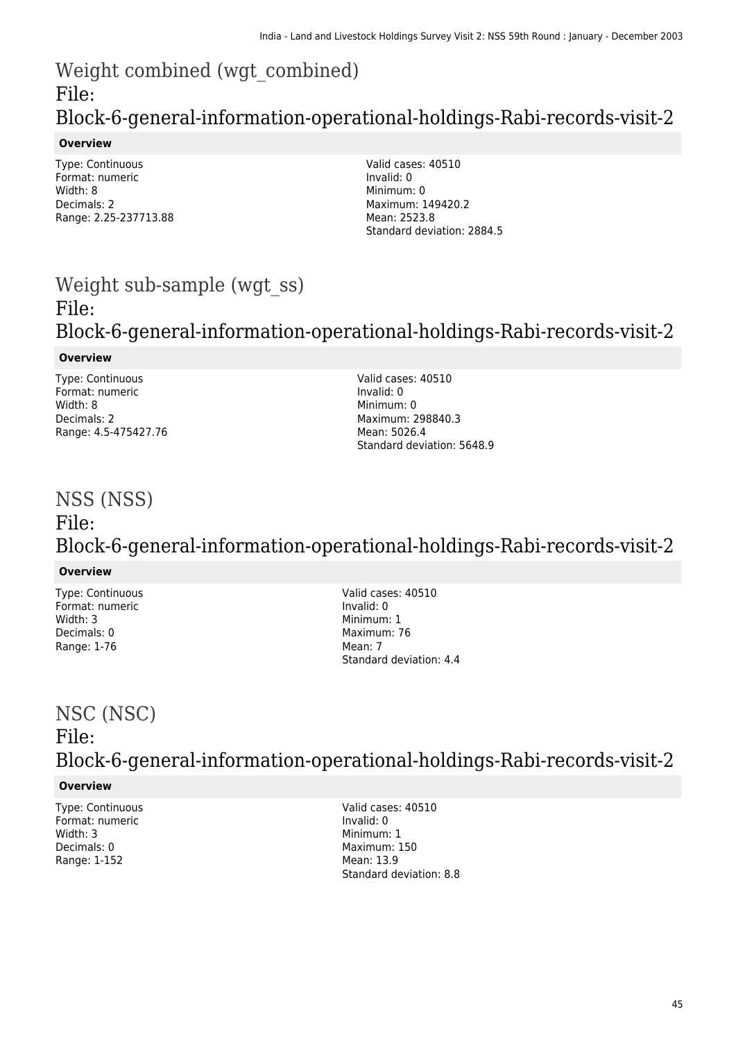# Weight combined (wgt_combined)
File:
Block-6-general-information-operational-holdings-Rabi-records-visit-2

**Overview**

Type: Continuous
Format: numeric
Width: 8
Decimals: 2
Range: 2.25-237713.88

Valid cases: 40510
Invalid: 0
Minimum: 0
Maximum: 149420.2
Mean: 2523.8
Standard deviation: 2884.5

# Weight sub-sample (wgt_ss)
File:
Block-6-general-information-operational-holdings-Rabi-records-visit-2

**Overview**

Type: Continuous
Format: numeric
Width: 8
Decimals: 2
Range: 4.5-475427.76

Valid cases: 40510
Invalid: 0
Minimum: 0
Maximum: 298840.3
Mean: 5026.4
Standard deviation: 5648.9

# NSS (NSS)
File:
Block-6-general-information-operational-holdings-Rabi-records-visit-2

**Overview**

Type: Continuous
Format: numeric
Width: 3
Decimals: 0
Range: 1-76

Valid cases: 40510
Invalid: 0
Minimum: 1
Maximum: 76
Mean: 7
Standard deviation: 4.4

# NSC (NSC)
File:
Block-6-general-information-operational-holdings-Rabi-records-visit-2

**Overview**

Type: Continuous
Format: numeric
Width: 3
Decimals: 0
Range: 1-152

Valid cases: 40510
Invalid: 0
Minimum: 1
Maximum: 150
Mean: 13.9
Standard deviation: 8.8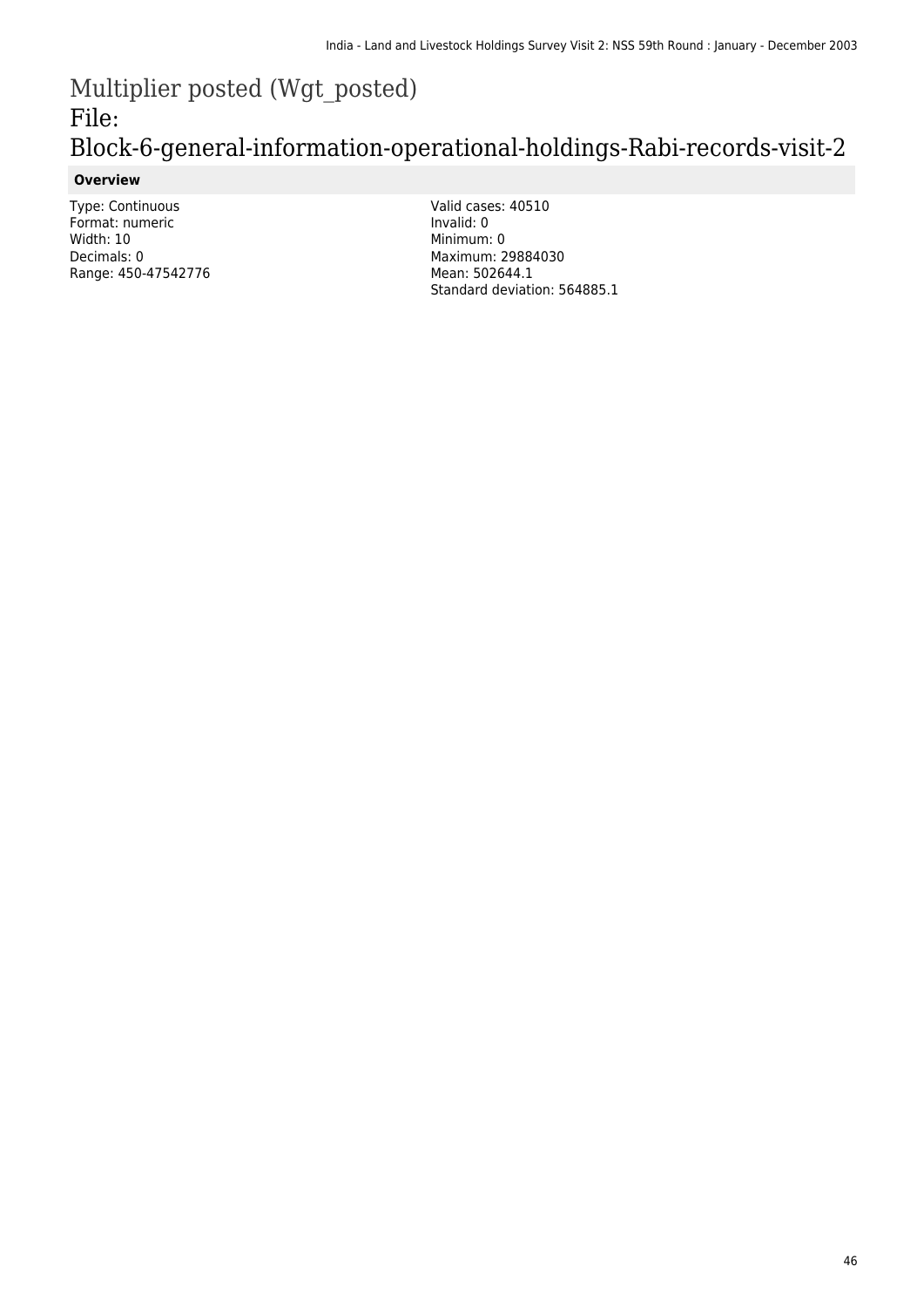# Multiplier posted (Wgt_posted)
File: Block-6-general-information-operational-holdings-Rabi-records-visit-2

### Overview

Type: Continuous
Format: numeric
Width: 10
Decimals: 0
Range: 450-47542776

Valid cases: 40510
Invalid: 0
Minimum: 0
Maximum: 29884030
Mean: 502644.1
Standard deviation: 564885.1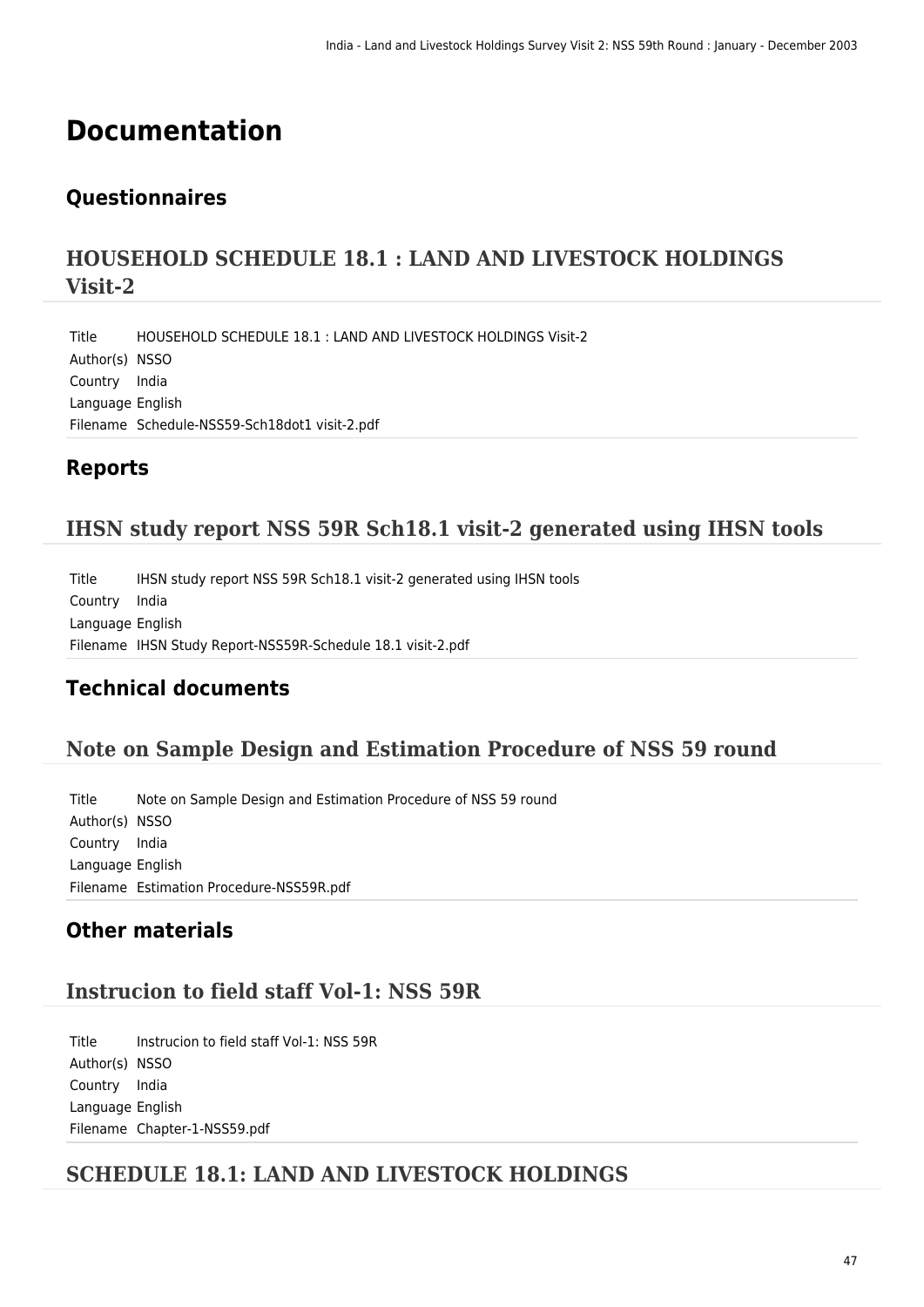# Documentation

## Questionnaires

### HOUSEHOLD SCHEDULE 18.1 : LAND AND LIVESTOCK HOLDINGS Visit-2

| | |
|---|---|
| Title | HOUSEHOLD SCHEDULE 18.1 : LAND AND LIVESTOCK HOLDINGS Visit-2 |
| Author(s) | NSSO |
| Country | India |
| Language | English |
| Filename | Schedule-NSS59-Sch18dot1 visit-2.pdf |

## Reports

### IHSN study report NSS 59R Sch18.1 visit-2 generated using IHSN tools

| | |
|---|---|
| Title | IHSN study report NSS 59R Sch18.1 visit-2 generated using IHSN tools |
| Country | India |
| Language | English |
| Filename | IHSN Study Report-NSS59R-Schedule 18.1 visit-2.pdf |

## Technical documents

### Note on Sample Design and Estimation Procedure of NSS 59 round

| | |
|---|---|
| Title | Note on Sample Design and Estimation Procedure of NSS 59 round |
| Author(s) | NSSO |
| Country | India |
| Language | English |
| Filename | Estimation Procedure-NSS59R.pdf |

## Other materials

### Instrucion to field staff Vol-1: NSS 59R

| | |
|---|---|
| Title | Instrucion to field staff Vol-1: NSS 59R |
| Author(s) | NSSO |
| Country | India |
| Language | English |
| Filename | Chapter-1-NSS59.pdf |

### SCHEDULE 18.1: LAND AND LIVESTOCK HOLDINGS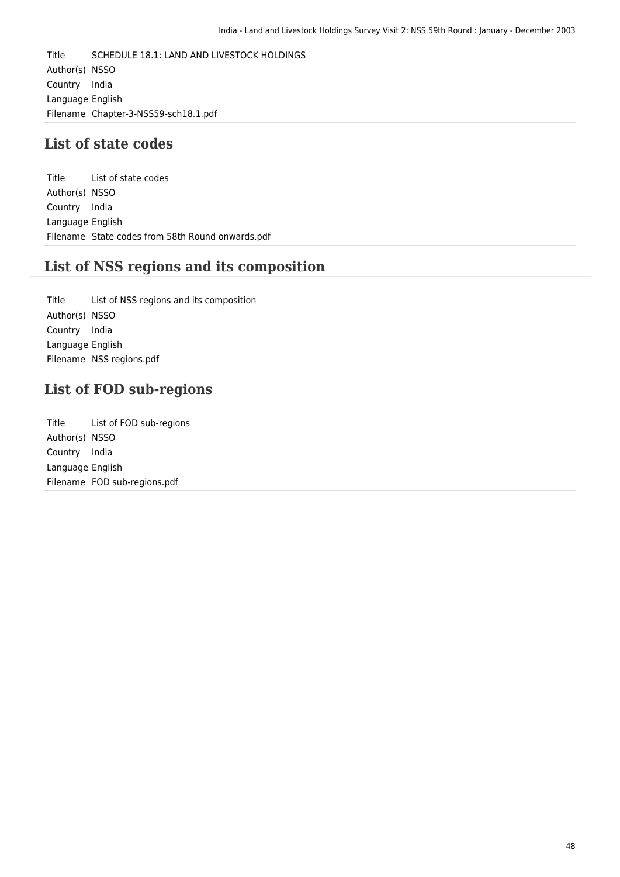| | |
|---|---|
| Title | SCHEDULE 18.1: LAND AND LIVESTOCK HOLDINGS |
| Author(s) | NSSO |
| Country | India |
| Language | English |
| Filename | Chapter-3-NSS59-sch18.1.pdf |

## List of state codes

| | |
|---|---|
| Title | List of state codes |
| Author(s) | NSSO |
| Country | India |
| Language | English |
| Filename | State codes from 58th Round onwards.pdf |

## List of NSS regions and its composition

| | |
|---|---|
| Title | List of NSS regions and its composition |
| Author(s) | NSSO |
| Country | India |
| Language | English |
| Filename | NSS regions.pdf |

## List of FOD sub-regions

| | |
|---|---|
| Title | List of FOD sub-regions |
| Author(s) | NSSO |
| Country | India |
| Language | English |
| Filename | FOD sub-regions.pdf |